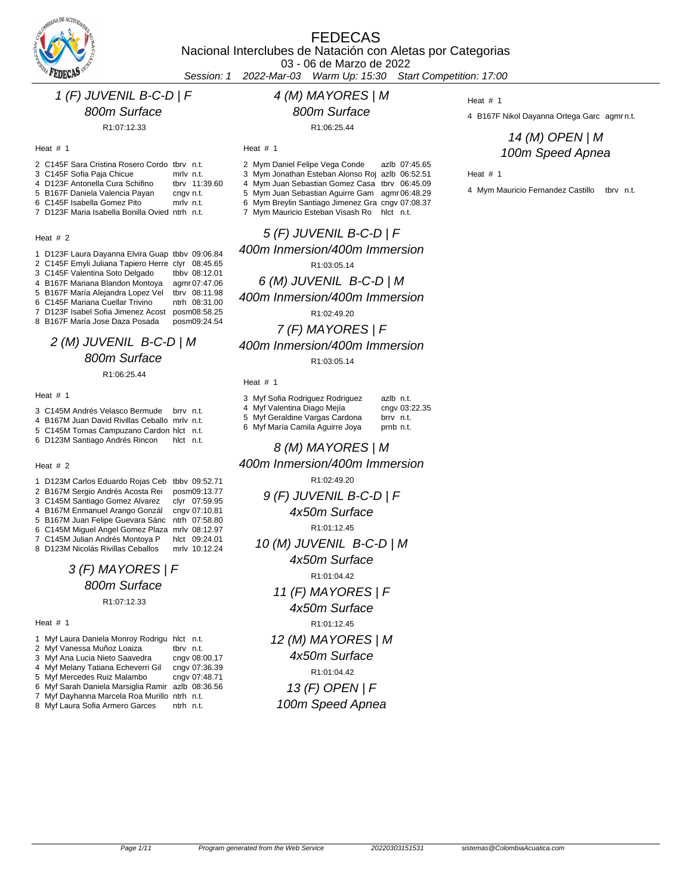# FEDECAS

Nacional Interclubes de Natación con Aletas por Categorias

03 - 06 de Marzo de 2022

*Session: 1 2022-Mar-03 Warm Up: 15:30 Start Competition: 17:00*

## 1 (F) JUVENIL B-C-D | F
### 800m Surface

R1:07:12.33

Heat # 1

| Lane | Name | Club | Time |
|---|---|---|---|
| 2 | C145F Sara Cristina Rosero Cordo | tbrv | n.t. |
| 3 | C145F Sofia Paja Chicue | mrlv | n.t. |
| 4 | D123F Antonella Cura Schifino | tbrv | 11:39.60 |
| 5 | B167F Daniela Valencia Payan | cngv | n.t. |
| 6 | C145F Isabella Gomez Pito | mrlv | n.t. |
| 7 | D123F Maria Isabella Bonilla Ovied | ntrh | n.t. |

Heat # 2

| Lane | Name | Club | Time |
|---|---|---|---|
| 1 | D123F Laura Dayanna Elvira Guap | tbbv | 09:06.84 |
| 2 | C145F Emyli Juliana Tapiero Herre | clyr | 08:45.65 |
| 3 | C145F Valentina Soto Delgado | tbbv | 08:12.01 |
| 4 | B167F Mariana Blandon Montoya | agmr | 07:47.06 |
| 5 | B167F María Alejandra Lopez Vel | tbrv | 08:11.98 |
| 6 | C145F Mariana Cuellar Trivino | ntrh | 08:31.00 |
| 7 | D123F Isabel Sofia Jimenez Acost | posm | 08:58.25 |
| 8 | B167F María Jose Daza Posada | posm | 09:24.54 |

## 2 (M) JUVENIL B-C-D | M
### 800m Surface

R1:06:25.44

Heat # 1

| Lane | Name | Club | Time |
|---|---|---|---|
| 3 | C145M Andrés Velasco Bermude | brrv | n.t. |
| 4 | B167M Juan David Rivillas Ceballo | mrlv | n.t. |
| 5 | C145M Tomas Campuzano Cardon | hlct | n.t. |
| 6 | D123M Santiago Andrés Rincon | hlct | n.t. |

Heat # 2

| Lane | Name | Club | Time |
|---|---|---|---|
| 1 | D123M Carlos Eduardo Rojas Ceb | tbbv | 09:52.71 |
| 2 | B167M Sergio Andrés Acosta Rei | posm | 09:13.77 |
| 3 | C145M Santiago Gomez Alvarez | clyr | 07:59.95 |
| 4 | B167M Enmanuel Arango Gonzál | cngv | 07:10.81 |
| 5 | B167M Juan Felipe Guevara Sánc | ntrh | 07:58.80 |
| 6 | C145M Miguel Angel Gomez Plaza | mrlv | 08:12.97 |
| 7 | C145M Julian Andrés Montoya P | hlct | 09:24.01 |
| 8 | D123M Nicolás Rivillas Ceballos | mrlv | 10:12.24 |

## 3 (F) MAYORES | F
### 800m Surface

R1:07:12.33

Heat # 1

| Lane | Name | Club | Time |
|---|---|---|---|
| 1 | Myf Laura Daniela Monroy Rodrigu | hlct | n.t. |
| 2 | Myf Vanessa Muñoz Loaiza | tbrv | n.t. |
| 3 | Myf Ana Lucia Nieto Saavedra | cngv | 08:00.17 |
| 4 | Myf Melany Tatiana Echeverri Gil | cngv | 07:36.39 |
| 5 | Myf Mercedes Ruiz Malambo | cngv | 07:48.71 |
| 6 | Myf Sarah Daniela Marsiglia Ramir | azlb | 08:36.56 |
| 7 | Myf Dayhanna Marcela Roa Murillo | ntrh | n.t. |
| 8 | Myf Laura Sofia Armero Garces | ntrh | n.t. |

## 4 (M) MAYORES | M
### 800m Surface

R1:06:25.44

Heat # 1

| Lane | Name | Club | Time |
|---|---|---|---|
| 2 | Mym Daniel Felipe Vega Conde | azlb | 07:45.65 |
| 3 | Mym Jonathan Esteban Alonso Roj | azlb | 06:52.51 |
| 4 | Mym Juan Sebastian Gomez Casa | tbrv | 06:45.09 |
| 5 | Mym Juan Sebastian Aguirre Gam | agmr | 06:48.29 |
| 6 | Mym Breylin Santiago Jimenez Gra | cngv | 07:08.37 |
| 7 | Mym Mauricio Esteban Visash Ro | hlct | n.t. |

## 5 (F) JUVENIL B-C-D | F
### 400m Inmersion/400m Immersion

R1:03:05.14

## 6 (M) JUVENIL B-C-D | M
### 400m Inmersion/400m Immersion

R1:02:49.20

## 7 (F) MAYORES | F
### 400m Inmersion/400m Immersion

R1:03:05.14

Heat # 1

| Lane | Name | Club | Time |
|---|---|---|---|
| 3 | Myf Sofia Rodriguez Rodriguez | azlb | n.t. |
| 4 | Myf Valentina Diago Mejía | cngv | 03:22.35 |
| 5 | Myf Geraldine Vargas Cardona | brrv | n.t. |
| 6 | Myf María Camila Aguirre Joya | prnb | n.t. |

## 8 (M) MAYORES | M
### 400m Inmersion/400m Immersion

R1:02:49.20

## 9 (F) JUVENIL B-C-D | F
### 4x50m Surface

R1:01:12.45

## 10 (M) JUVENIL B-C-D | M
### 4x50m Surface

R1:01:04.42

## 11 (F) MAYORES | F
### 4x50m Surface

R1:01:12.45

## 12 (M) MAYORES | M
### 4x50m Surface

R1:01:04.42

## 13 (F) OPEN | F
### 100m Speed Apnea

Heat # 1

| Lane | Name | Club | Time |
|---|---|---|---|
| 4 | B167F Nikol Dayanna Ortega Garc | agmr | n.t. |

## 14 (M) OPEN | M
### 100m Speed Apnea

Heat # 1

| Lane | Name | Club | Time |
|---|---|---|---|
| 4 | Mym Mauricio Fernandez Castillo | tbrv | n.t. |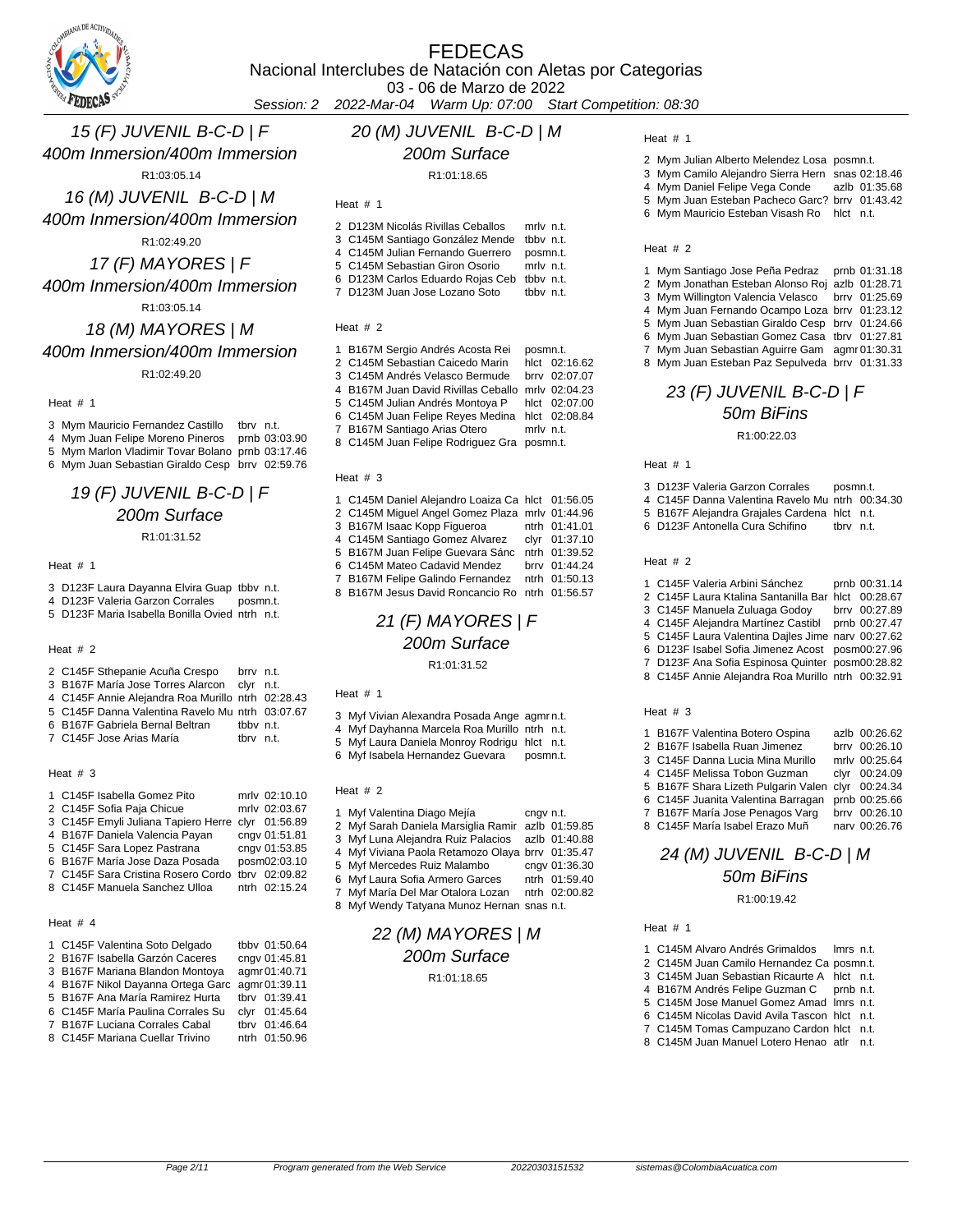# FEDECAS

Nacional Interclubes de Natación con Aletas por Categorias

03 - 06 de Marzo de 2022

*Session: 2   2022-Mar-04   Warm Up: 07:00   Start Competition: 08:30*

## *15 (F) JUVENIL B-C-D | F*
## *400m Inmersion/400m Immersion*

R1:03:05.14

## *16 (M) JUVENIL B-C-D | M*
## *400m Inmersion/400m Immersion*

R1:02:49.20

## *17 (F) MAYORES | F*
## *400m Inmersion/400m Immersion*

R1:03:05.14

## *18 (M) MAYORES | M*
## *400m Inmersion/400m Immersion*

R1:02:49.20

Heat # 1

| Lane | Name | Club | Time |
|---|---|---|---|
| 3 | Mym Mauricio Fernandez Castillo | tbrv | n.t. |
| 4 | Mym Juan Felipe Moreno Pineros | prnb | 03:03.90 |
| 5 | Mym Marlon Vladimir Tovar Bolano | prnb | 03:17.46 |
| 6 | Mym Juan Sebastian Giraldo Cesp | brrv | 02:59.76 |

## *19 (F) JUVENIL B-C-D | F*
## *200m Surface*

R1:01:31.52

Heat # 1

| Lane | Name | Club | Time |
|---|---|---|---|
| 3 | D123F Laura Dayanna Elvira Guap | tbbv | n.t. |
| 4 | D123F Valeria Garzon Corrales | posm | n.t. |
| 5 | D123F Maria Isabella Bonilla Ovied | ntrh | n.t. |

Heat # 2

| Lane | Name | Club | Time |
|---|---|---|---|
| 2 | C145F Sthepanie Acuña Crespo | brrv | n.t. |
| 3 | B167F María Jose Torres Alarcon | clyr | n.t. |
| 4 | C145F Annie Alejandra Roa Murillo | ntrh | 02:28.43 |
| 5 | C145F Danna Valentina Ravelo Mu | ntrh | 03:07.67 |
| 6 | B167F Gabriela Bernal Beltran | tbbv | n.t. |
| 7 | C145F Jose Arias María | tbrv | n.t. |

Heat # 3

| Lane | Name | Club | Time |
|---|---|---|---|
| 1 | C145F Isabella Gomez Pito | mrlv | 02:10.10 |
| 2 | C145F Sofia Paja Chicue | mrlv | 02:03.67 |
| 3 | C145F Emyli Juliana Tapiero Herre | clyr | 01:56.89 |
| 4 | B167F Daniela Valencia Payan | cngv | 01:51.81 |
| 5 | C145F Sara Lopez Pastrana | cngv | 01:53.85 |
| 6 | B167F María Jose Daza Posada | posm | 02:03.10 |
| 7 | C145F Sara Cristina Rosero Cordo | tbrv | 02:09.82 |
| 8 | C145F Manuela Sanchez Ulloa | ntrh | 02:15.24 |

Heat # 4

| Lane | Name | Club | Time |
|---|---|---|---|
| 1 | C145F Valentina Soto Delgado | tbbv | 01:50.64 |
| 2 | B167F Isabella Garzón Caceres | cngv | 01:45.81 |
| 3 | B167F Mariana Blandon Montoya | agmr | 01:40.71 |
| 4 | B167F Nikol Dayanna Ortega Garc | agmr | 01:39.11 |
| 5 | B167F Ana María Ramirez Hurta | tbrv | 01:39.41 |
| 6 | C145F María Paulina Corrales Su | clyr | 01:45.64 |
| 7 | B167F Luciana Corrales Cabal | tbrv | 01:46.64 |
| 8 | C145F Mariana Cuellar Trivino | ntrh | 01:50.96 |

## *20 (M) JUVENIL B-C-D | M*
## *200m Surface*

R1:01:18.65

Heat # 1

| Lane | Name | Club | Time |
|---|---|---|---|
| 2 | D123M Nicolás Rivillas Ceballos | mrlv | n.t. |
| 3 | C145M Santiago González Mende | tbbv | n.t. |
| 4 | C145M Julian Fernando Guerrero | posm | n.t. |
| 5 | C145M Sebastian Giron Osorio | mrlv | n.t. |
| 6 | D123M Carlos Eduardo Rojas Ceb | tbbv | n.t. |
| 7 | D123M Juan Jose Lozano Soto | tbbv | n.t. |

Heat # 2

| Lane | Name | Club | Time |
|---|---|---|---|
| 1 | B167M Sergio Andrés Acosta Rei | posm | n.t. |
| 2 | C145M Sebastian Caicedo Marin | hlct | 02:16.62 |
| 3 | C145M Andrés Velasco Bermude | brrv | 02:07.07 |
| 4 | B167M Juan David Rivillas Ceballo | mrlv | 02:04.23 |
| 5 | C145M Julian Andrés Montoya P | hlct | 02:07.00 |
| 6 | C145M Juan Felipe Reyes Medina | hlct | 02:08.84 |
| 7 | B167M Santiago Arias Otero | mrlv | n.t. |
| 8 | C145M Juan Felipe Rodriguez Gra | posm | n.t. |

Heat # 3

| Lane | Name | Club | Time |
|---|---|---|---|
| 1 | C145M Daniel Alejandro Loaiza Ca | hlct | 01:56.05 |
| 2 | C145M Miguel Angel Gomez Plaza | mrlv | 01:44.96 |
| 3 | B167M Isaac Kopp Figueroa | ntrh | 01:41.01 |
| 4 | C145M Santiago Gomez Alvarez | clyr | 01:37.10 |
| 5 | B167M Juan Felipe Guevara Sánc | ntrh | 01:39.52 |
| 6 | C145M Mateo Cadavid Mendez | brrv | 01:44.24 |
| 7 | B167M Felipe Galindo Fernandez | ntrh | 01:50.13 |
| 8 | B167M Jesus David Roncancio Ro | ntrh | 01:56.57 |

## *21 (F) MAYORES | F*
## *200m Surface*

R1:01:31.52

Heat # 1

| Lane | Name | Club | Time |
|---|---|---|---|
| 3 | Myf Vivian Alexandra Posada Ange | agmr | n.t. |
| 4 | Myf Dayhanna Marcela Roa Murillo | ntrh | n.t. |
| 5 | Myf Laura Daniela Monroy Rodrigu | hlct | n.t. |
| 6 | Myf Isabela Hernandez Guevara | posm | n.t. |

Heat # 2

| Lane | Name | Club | Time |
|---|---|---|---|
| 1 | Myf Valentina Diago Mejía | cngv | n.t. |
| 2 | Myf Sarah Daniela Marsiglia Ramir | azlb | 01:59.85 |
| 3 | Myf Luna Alejandra Ruiz Palacios | azlb | 01:40.88 |
| 4 | Myf Viviana Paola Retamozo Olaya | brrv | 01:35.47 |
| 5 | Myf Mercedes Ruiz Malambo | cngv | 01:36.30 |
| 6 | Myf Laura Sofia Armero Garces | ntrh | 01:59.40 |
| 7 | Myf María Del Mar Otalora Lozan | ntrh | 02:00.82 |
| 8 | Myf Wendy Tatyana Munoz Hernan | snas | n.t. |

## *22 (M) MAYORES | M*
## *200m Surface*

R1:01:18.65

Heat # 1

| Lane | Name | Club | Time |
|---|---|---|---|
| 2 | Mym Julian Alberto Melendez Losa | posm | n.t. |
| 3 | Mym Camilo Alejandro Sierra Hern | snas | 02:18.46 |
| 4 | Mym Daniel Felipe Vega Conde | azlb | 01:35.68 |
| 5 | Mym Juan Esteban Pacheco Garc? | brrv | 01:43.42 |
| 6 | Mym Mauricio Esteban Visash Ro | hlct | n.t. |

Heat # 2

| Lane | Name | Club | Time |
|---|---|---|---|
| 1 | Mym Santiago Jose Peña Pedraz | prnb | 01:31.18 |
| 2 | Mym Jonathan Esteban Alonso Roj | azlb | 01:28.71 |
| 3 | Mym Willington Valencia Velasco | brrv | 01:25.69 |
| 4 | Mym Juan Fernando Ocampo Loza | brrv | 01:23.12 |
| 5 | Mym Juan Sebastian Giraldo Cesp | brrv | 01:24.66 |
| 6 | Mym Juan Sebastian Gomez Casa | tbrv | 01:27.81 |
| 7 | Mym Juan Sebastian Aguirre Gam | agmr | 01:30.31 |
| 8 | Mym Juan Esteban Paz Sepulveda | brrv | 01:31.33 |

## *23 (F) JUVENIL B-C-D | F*
## *50m BiFins*

R1:00:22.03

Heat # 1

| Lane | Name | Club | Time |
|---|---|---|---|
| 3 | D123F Valeria Garzon Corrales | posm | n.t. |
| 4 | C145F Danna Valentina Ravelo Mu | ntrh | 00:34.30 |
| 5 | B167F Alejandra Grajales Cardena | hlct | n.t. |
| 6 | D123F Antonella Cura Schifino | tbrv | n.t. |

Heat # 2

| Lane | Name | Club | Time |
|---|---|---|---|
| 1 | C145F Valeria Arbini Sánchez | prnb | 00:31.14 |
| 2 | C145F Laura Ktalina Santanilla Bar | hlct | 00:28.67 |
| 3 | C145F Manuela Zuluaga Godoy | brrv | 00:27.89 |
| 4 | C145F Alejandra Martínez Castibl | prnb | 00:27.47 |
| 5 | C145F Laura Valentina Dajles Jime | narv | 00:27.62 |
| 6 | D123F Isabel Sofia Jimenez Acost | posm | 00:27.96 |
| 7 | D123F Ana Sofia Espinosa Quinter | posm | 00:28.82 |
| 8 | C145F Annie Alejandra Roa Murillo | ntrh | 00:32.91 |

Heat # 3

| Lane | Name | Club | Time |
|---|---|---|---|
| 1 | B167F Valentina Botero Ospina | azlb | 00:26.62 |
| 2 | B167F Isabella Ruan Jimenez | brrv | 00:26.10 |
| 3 | C145F Danna Lucia Mina Murillo | mrlv | 00:25.64 |
| 4 | C145F Melissa Tobon Guzman | clyr | 00:24.09 |
| 5 | B167F Shara Lizeth Pulgarin Valen | clyr | 00:24.34 |
| 6 | C145F Juanita Valentina Barragan | prnb | 00:25.66 |
| 7 | B167F María Jose Penagos Varg | brrv | 00:26.10 |
| 8 | C145F María Isabel Erazo Muñ | narv | 00:26.76 |

## *24 (M) JUVENIL B-C-D | M*
## *50m BiFins*

R1:00:19.42

Heat # 1

| Lane | Name | Club | Time |
|---|---|---|---|
| 1 | C145M Alvaro Andrés Grimaldos | lmrs | n.t. |
| 2 | C145M Juan Camilo Hernandez Ca | posm | n.t. |
| 3 | C145M Juan Sebastian Ricaurte A | hlct | n.t. |
| 4 | B167M Andrés Felipe Guzman C | prnb | n.t. |
| 5 | C145M Jose Manuel Gomez Amad | lmrs | n.t. |
| 6 | C145M Nicolas David Avila Tascon | hlct | n.t. |
| 7 | C145M Tomas Campuzano Cardon | hlct | n.t. |
| 8 | C145M Juan Manuel Lotero Henao | atlr | n.t. |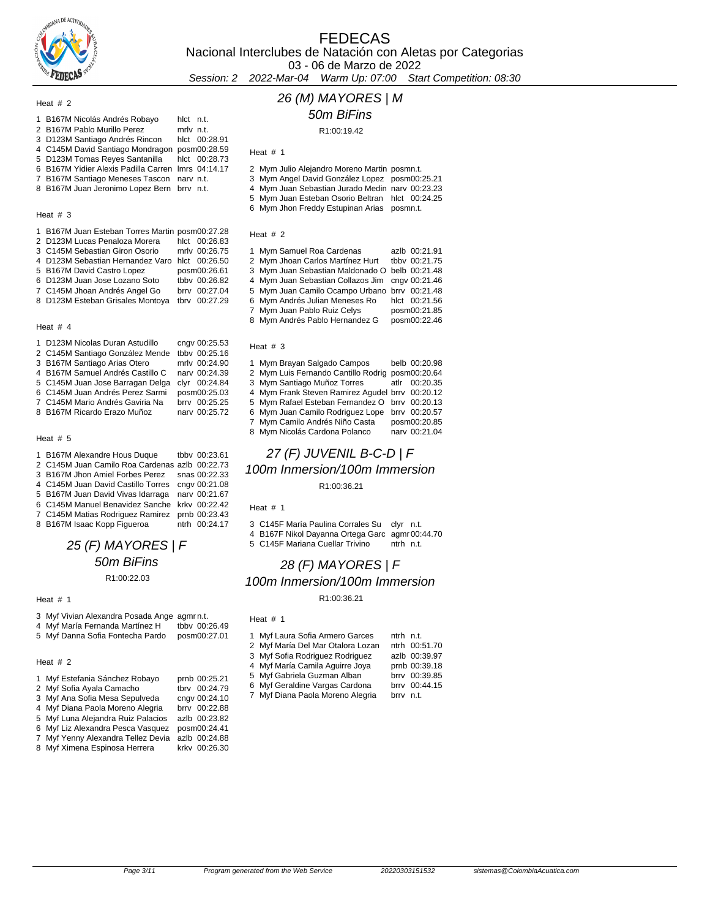# FEDECAS

Nacional Interclubes de Natación con Aletas por Categorias

03 - 06 de Marzo de 2022

*Session: 2 2022-Mar-04 Warm Up: 07:00 Start Competition: 08:30*

Heat # 2

| Lane | Name | Team | Time |
|---|---|---|---|
| 1 | B167M Nicolás Andrés Robayo | hlct | n.t. |
| 2 | B167M Pablo Murillo Perez | mrlv | n.t. |
| 3 | D123M Santiago Andrés Rincon | hlct | 00:28.91 |
| 4 | C145M David Santiago Mondragon | posm | 00:28.59 |
| 5 | D123M Tomas Reyes Santanilla | hlct | 00:28.73 |
| 6 | B167M Yidier Alexis Padilla Carren | lmrs | 04:14.17 |
| 7 | B167M Santiago Meneses Tascon | narv | n.t. |
| 8 | B167M Juan Jeronimo Lopez Bern | brrv | n.t. |

Heat # 3

| Lane | Name | Team | Time |
|---|---|---|---|
| 1 | B167M Juan Esteban Torres Martin | posm | 00:27.28 |
| 2 | D123M Lucas Penaloza Morera | hlct | 00:26.83 |
| 3 | C145M Sebastian Giron Osorio | mrlv | 00:26.75 |
| 4 | D123M Sebastian Hernandez Varo | hlct | 00:26.50 |
| 5 | B167M David Castro Lopez | posm | 00:26.61 |
| 6 | D123M Juan Jose Lozano Soto | tbbv | 00:26.82 |
| 7 | C145M Jhoan Andrés Angel Go | brrv | 00:27.04 |
| 8 | D123M Esteban Grisales Montoya | tbrv | 00:27.29 |

Heat # 4

| Lane | Name | Team | Time |
|---|---|---|---|
| 1 | D123M Nicolas Duran Astudillo | cngv | 00:25.53 |
| 2 | C145M Santiago González Mende | tbbv | 00:25.16 |
| 3 | B167M Santiago Arias Otero | mrlv | 00:24.90 |
| 4 | B167M Samuel Andrés Castillo C | narv | 00:24.39 |
| 5 | C145M Juan Jose Barragan Delga | clyr | 00:24.84 |
| 6 | C145M Juan Andrés Perez Sarmi | posm | 00:25.03 |
| 7 | C145M Mario Andrés Gaviria Na | brrv | 00:25.25 |
| 8 | B167M Ricardo Erazo Muñoz | narv | 00:25.72 |

Heat # 5

| Lane | Name | Team | Time |
|---|---|---|---|
| 1 | B167M Alexandre Hous Duque | tbbv | 00:23.61 |
| 2 | C145M Juan Camilo Roa Cardenas | azlb | 00:22.73 |
| 3 | B167M Jhon Amiel Forbes Perez | snas | 00:22.33 |
| 4 | C145M Juan David Castillo Torres | cngv | 00:21.08 |
| 5 | B167M Juan David Vivas Idarraga | narv | 00:21.67 |
| 6 | C145M Manuel Benavidez Sanche | krkv | 00:22.42 |
| 7 | C145M Matias Rodriguez Ramirez | prnb | 00:23.43 |
| 8 | B167M Isaac Kopp Figueroa | ntrh | 00:24.17 |

## 25 (F) MAYORES | F

### 50m BiFins

R1:00:22.03

Heat # 1

| Lane | Name | Team | Time |
|---|---|---|---|
| 3 | Myf Vivian Alexandra Posada Ange | agmr | n.t. |
| 4 | Myf María Fernanda Martínez H | tbbv | 00:26.49 |
| 5 | Myf Danna Sofia Fontecha Pardo | posm | 00:27.01 |

Heat # 2

| Lane | Name | Team | Time |
|---|---|---|---|
| 1 | Myf Estefania Sánchez Robayo | prnb | 00:25.21 |
| 2 | Myf Sofia Ayala Camacho | tbrv | 00:24.79 |
| 3 | Myf Ana Sofia Mesa Sepulveda | cngv | 00:24.10 |
| 4 | Myf Diana Paola Moreno Alegria | brrv | 00:22.88 |
| 5 | Myf Luna Alejandra Ruiz Palacios | azlb | 00:23.82 |
| 6 | Myf Liz Alexandra Pesca Vasquez | posm | 00:24.41 |
| 7 | Myf Yenny Alexandra Tellez Devia | azlb | 00:24.88 |
| 8 | Myf Ximena Espinosa Herrera | krkv | 00:26.30 |

## 26 (M) MAYORES | M

### 50m BiFins

R1:00:19.42

Heat # 1

| Lane | Name | Team | Time |
|---|---|---|---|
| 2 | Mym Julio Alejandro Moreno Martin | posm | n.t. |
| 3 | Mym Angel David González Lopez | posm | 00:25.21 |
| 4 | Mym Juan Sebastian Jurado Medin | narv | 00:23.23 |
| 5 | Mym Juan Esteban Osorio Beltran | hlct | 00:24.25 |
| 6 | Mym Jhon Freddy Estupinan Arias | posm | n.t. |

Heat # 2

| Lane | Name | Team | Time |
|---|---|---|---|
| 1 | Mym Samuel Roa Cardenas | azlb | 00:21.91 |
| 2 | Mym Jhoan Carlos Martínez Hurt | tbbv | 00:21.75 |
| 3 | Mym Juan Sebastian Maldonado O | belb | 00:21.48 |
| 4 | Mym Juan Sebastian Collazos Jim | cngv | 00:21.46 |
| 5 | Mym Juan Camilo Ocampo Urbano | brrv | 00:21.48 |
| 6 | Mym Andrés Julian Meneses Ro | hlct | 00:21.56 |
| 7 | Mym Juan Pablo Ruiz Celys | posm | 00:21.85 |
| 8 | Mym Andrés Pablo Hernandez G | posm | 00:22.46 |

Heat # 3

| Lane | Name | Team | Time |
|---|---|---|---|
| 1 | Mym Brayan Salgado Campos | belb | 00:20.98 |
| 2 | Mym Luis Fernando Cantillo Rodrig | posm | 00:20.64 |
| 3 | Mym Santiago Muñoz Torres | atlr | 00:20.35 |
| 4 | Mym Frank Steven Ramirez Agudel | brrv | 00:20.12 |
| 5 | Mym Rafael Esteban Fernandez O | brrv | 00:20.13 |
| 6 | Mym Juan Camilo Rodriguez Lope | brrv | 00:20.57 |
| 7 | Mym Camilo Andrés Niño Casta | posm | 00:20.85 |
| 8 | Mym Nicolás Cardona Polanco | narv | 00:21.04 |

## 27 (F) JUVENIL B-C-D | F

### 100m Inmersion/100m Inmersion

R1:00:36.21

Heat # 1

| Lane | Name | Team | Time |
|---|---|---|---|
| 3 | C145F María Paulina Corrales Su | clyr | n.t. |
| 4 | B167F Nikol Dayanna Ortega Garc | agmr | 00:44.70 |
| 5 | C145F Mariana Cuellar Trivino | ntrh | n.t. |

## 28 (F) MAYORES | F

### 100m Inmersion/100m Inmersion

R1:00:36.21

Heat # 1

| Lane | Name | Team | Time |
|---|---|---|---|
| 1 | Myf Laura Sofia Armero Garces | ntrh | n.t. |
| 2 | Myf María Del Mar Otalora Lozan | ntrh | 00:51.70 |
| 3 | Myf Sofia Rodriguez Rodriguez | azlb | 00:39.97 |
| 4 | Myf María Camila Aguirre Joya | prnb | 00:39.18 |
| 5 | Myf Gabriela Guzman Alban | brrv | 00:39.85 |
| 6 | Myf Geraldine Vargas Cardona | brrv | 00:44.15 |
| 7 | Myf Diana Paola Moreno Alegria | brrv | n.t. |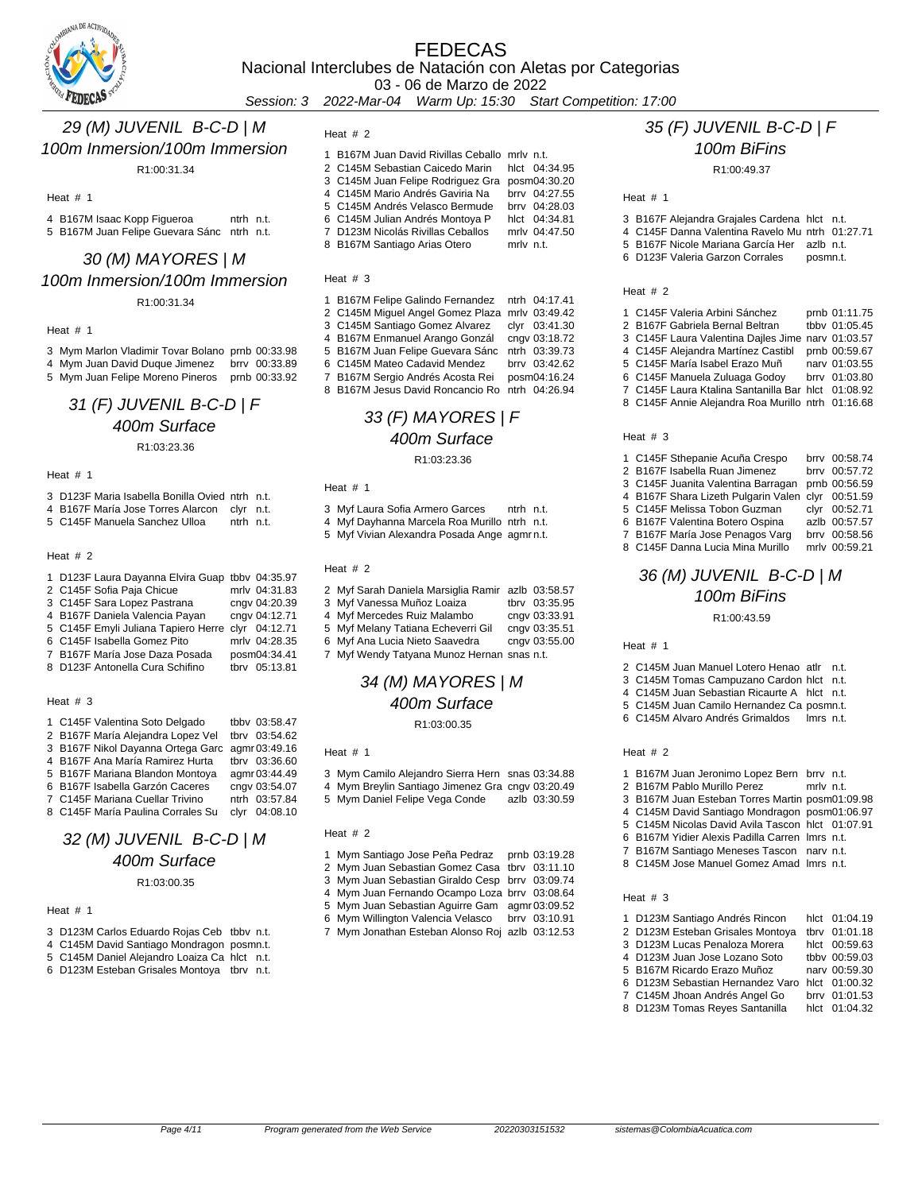# FEDECAS

Nacional Interclubes de Natación con Aletas por Categorias

03 - 06 de Marzo de 2022

*Session: 3 2022-Mar-04 Warm Up: 15:30 Start Competition: 17:00*

## *29 (M) JUVENIL B-C-D | M*
### *100m Inmersion/100m Immersion*

R1:00:31.34

Heat # 1

| Lane | Name | Club | Time |
|---|---|---|---|
| 4 | B167M Isaac Kopp Figueroa | ntrh | n.t. |
| 5 | B167M Juan Felipe Guevara Sánc | ntrh | n.t. |

## *30 (M) MAYORES | M*
### *100m Inmersion/100m Immersion*

R1:00:31.34

Heat # 1

| Lane | Name | Club | Time |
|---|---|---|---|
| 3 | Mym Marlon Vladimir Tovar Bolano | prnb | 00:33.98 |
| 4 | Mym Juan David Duque Jimenez | brrv | 00:33.89 |
| 5 | Mym Juan Felipe Moreno Pineros | prnb | 00:33.92 |

## *31 (F) JUVENIL B-C-D | F*
### *400m Surface*

R1:03:23.36

Heat # 1

| Lane | Name | Club | Time |
|---|---|---|---|
| 3 | D123F Maria Isabella Bonilla Ovied | ntrh | n.t. |
| 4 | B167F María Jose Torres Alarcon | clyr | n.t. |
| 5 | C145F Manuela Sanchez Ulloa | ntrh | n.t. |

Heat # 2

| Lane | Name | Club | Time |
|---|---|---|---|
| 1 | D123F Laura Dayanna Elvira Guap | tbbv | 04:35.97 |
| 2 | C145F Sofia Paja Chicue | mrlv | 04:31.83 |
| 3 | C145F Sara Lopez Pastrana | cngv | 04:20.39 |
| 4 | B167F Daniela Valencia Payan | cngv | 04:12.71 |
| 5 | C145F Emyli Juliana Tapiero Herre | clyr | 04:12.71 |
| 6 | C145F Isabella Gomez Pito | mrlv | 04:28.35 |
| 7 | B167F María Jose Daza Posada | posm | 04:34.41 |
| 8 | D123F Antonella Cura Schifino | tbrv | 05:13.81 |

Heat # 3

| Lane | Name | Club | Time |
|---|---|---|---|
| 1 | C145F Valentina Soto Delgado | tbbv | 03:58.47 |
| 2 | B167F María Alejandra Lopez Vel | tbrv | 03:54.62 |
| 3 | B167F Nikol Dayanna Ortega Garc | agmr | 03:49.16 |
| 4 | B167F Ana María Ramirez Hurta | tbrv | 03:36.60 |
| 5 | B167F Mariana Blandon Montoya | agmr | 03:44.49 |
| 6 | B167F Isabella Garzón Caceres | cngv | 03:54.07 |
| 7 | C145F Mariana Cuellar Trivino | ntrh | 03:57.84 |
| 8 | C145F María Paulina Corrales Su | clyr | 04:08.10 |

## *32 (M) JUVENIL B-C-D | M*
### *400m Surface*

R1:03:00.35

Heat # 1

| Lane | Name | Club | Time |
|---|---|---|---|
| 3 | D123M Carlos Eduardo Rojas Ceb | tbbv | n.t. |
| 4 | C145M David Santiago Mondragon | posm | n.t. |
| 5 | C145M Daniel Alejandro Loaiza Ca | hlct | n.t. |
| 6 | D123M Esteban Grisales Montoya | tbrv | n.t. |

Heat # 2

| Lane | Name | Club | Time |
|---|---|---|---|
| 1 | B167M Juan David Rivillas Ceballo | mrlv | n.t. |
| 2 | C145M Sebastian Caicedo Marin | hlct | 04:34.95 |
| 3 | C145M Juan Felipe Rodriguez Gra | posm | 04:30.20 |
| 4 | C145M Mario Andrés Gaviria Na | brrv | 04:27.55 |
| 5 | C145M Andrés Velasco Bermude | brrv | 04:28.03 |
| 6 | C145M Julian Andrés Montoya P | hlct | 04:34.81 |
| 7 | D123M Nicolás Rivillas Ceballos | mrlv | 04:47.50 |
| 8 | B167M Santiago Arias Otero | mrlv | n.t. |

Heat # 3

| Lane | Name | Club | Time |
|---|---|---|---|
| 1 | B167M Felipe Galindo Fernandez | ntrh | 04:17.41 |
| 2 | C145M Miguel Angel Gomez Plaza | mrlv | 03:49.42 |
| 3 | C145M Santiago Gomez Alvarez | clyr | 03:41.30 |
| 4 | B167M Enmanuel Arango Gonzál | cngv | 03:18.72 |
| 5 | B167M Juan Felipe Guevara Sánc | ntrh | 03:39.73 |
| 6 | C145M Mateo Cadavid Mendez | brrv | 03:42.62 |
| 7 | B167M Sergio Andrés Acosta Rei | posm | 04:16.24 |
| 8 | B167M Jesus David Roncancio Ro | ntrh | 04:26.94 |

## *33 (F) MAYORES | F*
### *400m Surface*

R1:03:23.36

Heat # 1

| Lane | Name | Club | Time |
|---|---|---|---|
| 3 | Myf Laura Sofia Armero Garces | ntrh | n.t. |
| 4 | Myf Dayhanna Marcela Roa Murillo | ntrh | n.t. |
| 5 | Myf Vivian Alexandra Posada Ange | agmr | n.t. |

Heat # 2

| Lane | Name | Club | Time |
|---|---|---|---|
| 2 | Myf Sarah Daniela Marsiglia Ramir | azlb | 03:58.57 |
| 3 | Myf Vanessa Muñoz Loaiza | tbrv | 03:35.95 |
| 4 | Myf Mercedes Ruiz Malambo | cngv | 03:33.91 |
| 5 | Myf Melany Tatiana Echeverri Gil | cngv | 03:35.51 |
| 6 | Myf Ana Lucia Nieto Saavedra | cngv | 03:55.00 |
| 7 | Myf Wendy Tatyana Munoz Hernan | snas | n.t. |

## *34 (M) MAYORES | M*
### *400m Surface*

R1:03:00.35

Heat # 1

| Lane | Name | Club | Time |
|---|---|---|---|
| 3 | Mym Camilo Alejandro Sierra Hern | snas | 03:34.88 |
| 4 | Mym Breylin Santiago Jimenez Gra | cngv | 03:20.49 |
| 5 | Mym Daniel Felipe Vega Conde | azlb | 03:30.59 |

Heat # 2

| Lane | Name | Club | Time |
|---|---|---|---|
| 1 | Mym Santiago Jose Peña Pedraz | prnb | 03:19.28 |
| 2 | Mym Juan Sebastian Gomez Casa | tbrv | 03:11.10 |
| 3 | Mym Juan Sebastian Giraldo Cesp | brrv | 03:09.74 |
| 4 | Mym Juan Fernando Ocampo Loza | brrv | 03:08.64 |
| 5 | Mym Juan Sebastian Aguirre Gam | agmr | 03:09.52 |
| 6 | Mym Willington Valencia Velasco | brrv | 03:10.91 |
| 7 | Mym Jonathan Esteban Alonso Roj | azlb | 03:12.53 |

## *35 (F) JUVENIL B-C-D | F*
### *100m BiFins*

R1:00:49.37

Heat # 1

| Lane | Name | Club | Time |
|---|---|---|---|
| 3 | B167F Alejandra Grajales Cardena | hlct | n.t. |
| 4 | C145F Danna Valentina Ravelo Mu | ntrh | 01:27.71 |
| 5 | B167F Nicole Mariana García Her | azlb | n.t. |
| 6 | D123F Valeria Garzon Corrales | posm | n.t. |

Heat # 2

| Lane | Name | Club | Time |
|---|---|---|---|
| 1 | C145F Valeria Arbini Sánchez | prnb | 01:11.75 |
| 2 | B167F Gabriela Bernal Beltran | tbbv | 01:05.45 |
| 3 | C145F Laura Valentina Dajles Jime | narv | 01:03.57 |
| 4 | C145F Alejandra Martínez Castibl | prnb | 00:59.67 |
| 5 | C145F María Isabel Erazo Muñ | narv | 01:03.55 |
| 6 | C145F Manuela Zuluaga Godoy | brrv | 01:03.80 |
| 7 | C145F Laura Ktalina Santanilla Bar | hlct | 01:08.92 |
| 8 | C145F Annie Alejandra Roa Murillo | ntrh | 01:16.68 |

Heat # 3

| Lane | Name | Club | Time |
|---|---|---|---|
| 1 | C145F Sthepanie Acuña Crespo | brrv | 00:58.74 |
| 2 | B167F Isabella Ruan Jimenez | brrv | 00:57.72 |
| 3 | C145F Juanita Valentina Barragan | prnb | 00:56.59 |
| 4 | B167F Shara Lizeth Pulgarin Valen | clyr | 00:51.59 |
| 5 | C145F Melissa Tobon Guzman | clyr | 00:52.71 |
| 6 | B167F Valentina Botero Ospina | azlb | 00:57.57 |
| 7 | B167F María Jose Penagos Varg | brrv | 00:58.56 |
| 8 | C145F Danna Lucia Mina Murillo | mrlv | 00:59.21 |

## *36 (M) JUVENIL B-C-D | M*
### *100m BiFins*

R1:00:43.59

Heat # 1

| Lane | Name | Club | Time |
|---|---|---|---|
| 2 | C145M Juan Manuel Lotero Henao | atlr | n.t. |
| 3 | C145M Tomas Campuzano Cardon | hlct | n.t. |
| 4 | C145M Juan Sebastian Ricaurte A | hlct | n.t. |
| 5 | C145M Juan Camilo Hernandez Ca | posm | n.t. |
| 6 | C145M Alvaro Andrés Grimaldos | lmrs | n.t. |

Heat # 2

| Lane | Name | Club | Time |
|---|---|---|---|
| 1 | B167M Juan Jeronimo Lopez Bern | brrv | n.t. |
| 2 | B167M Pablo Murillo Perez | mrlv | n.t. |
| 3 | B167M Juan Esteban Torres Martin | posm | 01:09.98 |
| 4 | C145M David Santiago Mondragon | posm | 01:06.97 |
| 5 | C145M Nicolas David Avila Tascon | hlct | 01:07.91 |
| 6 | B167M Yidier Alexis Padilla Carren | lmrs | n.t. |
| 7 | B167M Santiago Meneses Tascon | narv | n.t. |
| 8 | C145M Jose Manuel Gomez Amad | lmrs | n.t. |

Heat # 3

| Lane | Name | Club | Time |
|---|---|---|---|
| 1 | D123M Santiago Andrés Rincon | hlct | 01:04.19 |
| 2 | D123M Esteban Grisales Montoya | tbrv | 01:01.18 |
| 3 | D123M Lucas Penaloza Morera | hlct | 00:59.63 |
| 4 | D123M Juan Jose Lozano Soto | tbbv | 00:59.03 |
| 5 | B167M Ricardo Erazo Muñoz | narv | 00:59.30 |
| 6 | D123M Sebastian Hernandez Varo | hlct | 01:00.32 |
| 7 | C145M Jhoan Andrés Angel Go | brrv | 01:01.53 |
| 8 | D123M Tomas Reyes Santanilla | hlct | 01:04.32 |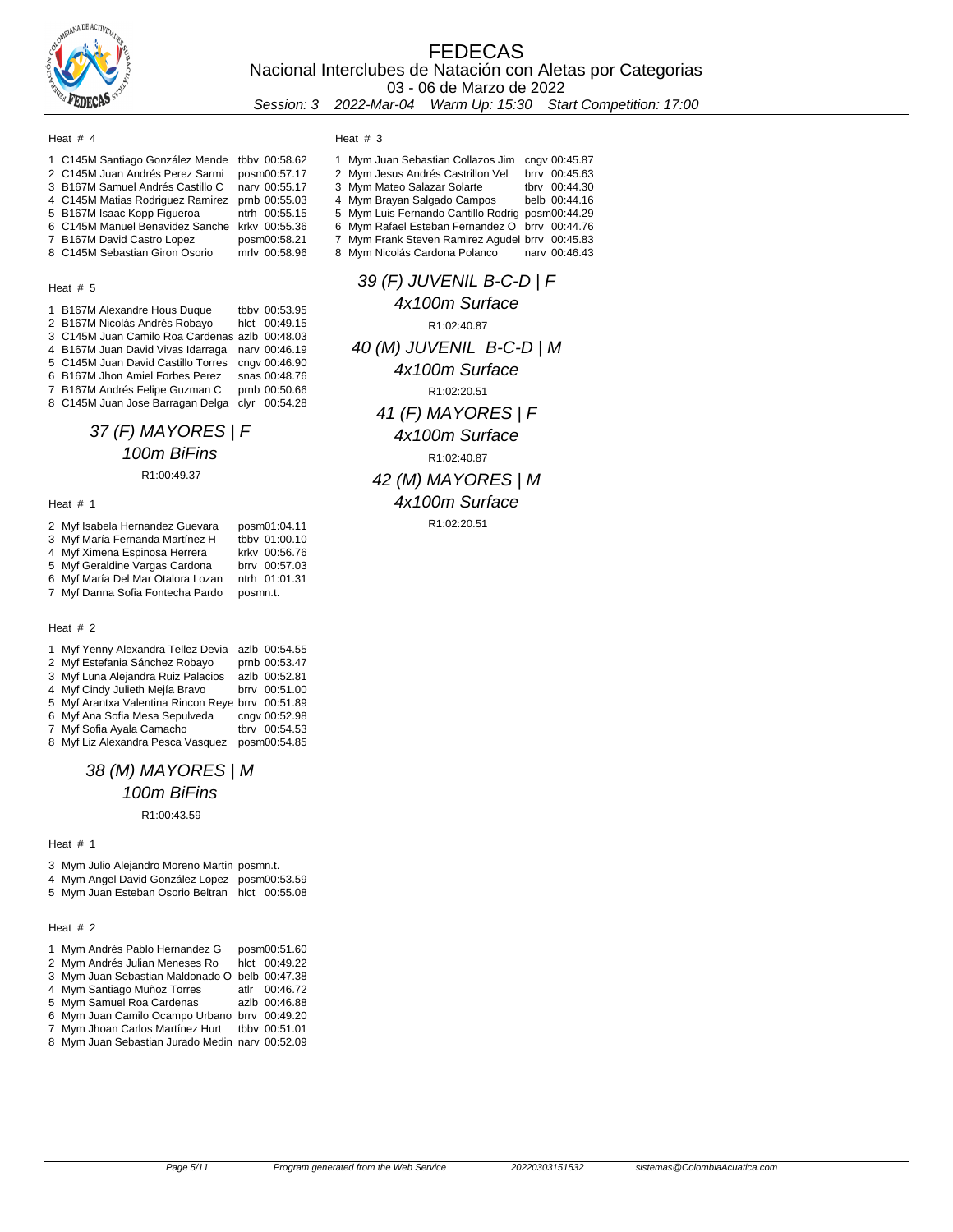# FEDECAS

Nacional Interclubes de Natación con Aletas por Categorias

03 - 06 de Marzo de 2022

*Session: 3 2022-Mar-04 Warm Up: 15:30 Start Competition: 17:00*

Heat # 4

| Lane | Name | Club | Time |
|---|---|---|---|
| 1 | C145M Santiago González Mende | tbbv | 00:58.62 |
| 2 | C145M Juan Andrés Perez Sarmi | posm | 00:57.17 |
| 3 | B167M Samuel Andrés Castillo C | narv | 00:55.17 |
| 4 | C145M Matias Rodriguez Ramirez | prnb | 00:55.03 |
| 5 | B167M Isaac Kopp Figueroa | ntrh | 00:55.15 |
| 6 | C145M Manuel Benavidez Sanche | krkv | 00:55.36 |
| 7 | B167M David Castro Lopez | posm | 00:58.21 |
| 8 | C145M Sebastian Giron Osorio | mrlv | 00:58.96 |

Heat # 5

| Lane | Name | Club | Time |
|---|---|---|---|
| 1 | B167M Alexandre Hous Duque | tbbv | 00:53.95 |
| 2 | B167M Nicolás Andrés Robayo | hlct | 00:49.15 |
| 3 | C145M Juan Camilo Roa Cardenas | azlb | 00:48.03 |
| 4 | B167M Juan David Vivas Idarraga | narv | 00:46.19 |
| 5 | C145M Juan David Castillo Torres | cngv | 00:46.90 |
| 6 | B167M Jhon Amiel Forbes Perez | snas | 00:48.76 |
| 7 | B167M Andrés Felipe Guzman C | prnb | 00:50.66 |
| 8 | C145M Juan Jose Barragan Delga | clyr | 00:54.28 |

## *37 (F) MAYORES | F*
## *100m BiFins*

R1:00:49.37

Heat # 1

| Lane | Name | Club | Time |
|---|---|---|---|
| 2 | Myf Isabela Hernandez Guevara | posm | 01:04.11 |
| 3 | Myf María Fernanda Martínez H | tbbv | 01:00.10 |
| 4 | Myf Ximena Espinosa Herrera | krkv | 00:56.76 |
| 5 | Myf Geraldine Vargas Cardona | brrv | 00:57.03 |
| 6 | Myf María Del Mar Otalora Lozan | ntrh | 01:01.31 |
| 7 | Myf Danna Sofia Fontecha Pardo | posm | n.t. |

Heat # 2

| Lane | Name | Club | Time |
|---|---|---|---|
| 1 | Myf Yenny Alexandra Tellez Devia | azlb | 00:54.55 |
| 2 | Myf Estefania Sánchez Robayo | prnb | 00:53.47 |
| 3 | Myf Luna Alejandra Ruiz Palacios | azlb | 00:52.81 |
| 4 | Myf Cindy Julieth Mejía Bravo | brrv | 00:51.00 |
| 5 | Myf Arantxa Valentina Rincon Reye | brrv | 00:51.89 |
| 6 | Myf Ana Sofia Mesa Sepulveda | cngv | 00:52.98 |
| 7 | Myf Sofia Ayala Camacho | tbrv | 00:54.53 |
| 8 | Myf Liz Alexandra Pesca Vasquez | posm | 00:54.85 |

## *38 (M) MAYORES | M*
## *100m BiFins*

R1:00:43.59

Heat # 1

| Lane | Name | Club | Time |
|---|---|---|---|
| 3 | Mym Julio Alejandro Moreno Martin | posm | n.t. |
| 4 | Mym Angel David González Lopez | posm | 00:53.59 |
| 5 | Mym Juan Esteban Osorio Beltran | hlct | 00:55.08 |

Heat # 2

| Lane | Name | Club | Time |
|---|---|---|---|
| 1 | Mym Andrés Pablo Hernandez G | posm | 00:51.60 |
| 2 | Mym Andrés Julian Meneses Ro | hlct | 00:49.22 |
| 3 | Mym Juan Sebastian Maldonado O | belb | 00:47.38 |
| 4 | Mym Santiago Muñoz Torres | atlr | 00:46.72 |
| 5 | Mym Samuel Roa Cardenas | azlb | 00:46.88 |
| 6 | Mym Juan Camilo Ocampo Urbano | brrv | 00:49.20 |
| 7 | Mym Jhoan Carlos Martínez Hurt | tbbv | 00:51.01 |
| 8 | Mym Juan Sebastian Jurado Medin | narv | 00:52.09 |

Heat # 3

| Lane | Name | Club | Time |
|---|---|---|---|
| 1 | Mym Juan Sebastian Collazos Jim | cngv | 00:45.87 |
| 2 | Mym Jesus Andrés Castrillon Vel | brrv | 00:45.63 |
| 3 | Mym Mateo Salazar Solarte | tbrv | 00:44.30 |
| 4 | Mym Brayan Salgado Campos | belb | 00:44.16 |
| 5 | Mym Luis Fernando Cantillo Rodrig | posm | 00:44.29 |
| 6 | Mym Rafael Esteban Fernandez O | brrv | 00:44.76 |
| 7 | Mym Frank Steven Ramirez Agudel | brrv | 00:45.83 |
| 8 | Mym Nicolás Cardona Polanco | narv | 00:46.43 |

## *39 (F) JUVENIL B-C-D | F*
## *4x100m Surface*

R1:02:40.87

## *40 (M) JUVENIL B-C-D | M*
## *4x100m Surface*

R1:02:20.51

## *41 (F) MAYORES | F*
## *4x100m Surface*

R1:02:40.87

## *42 (M) MAYORES | M*
## *4x100m Surface*

R1:02:20.51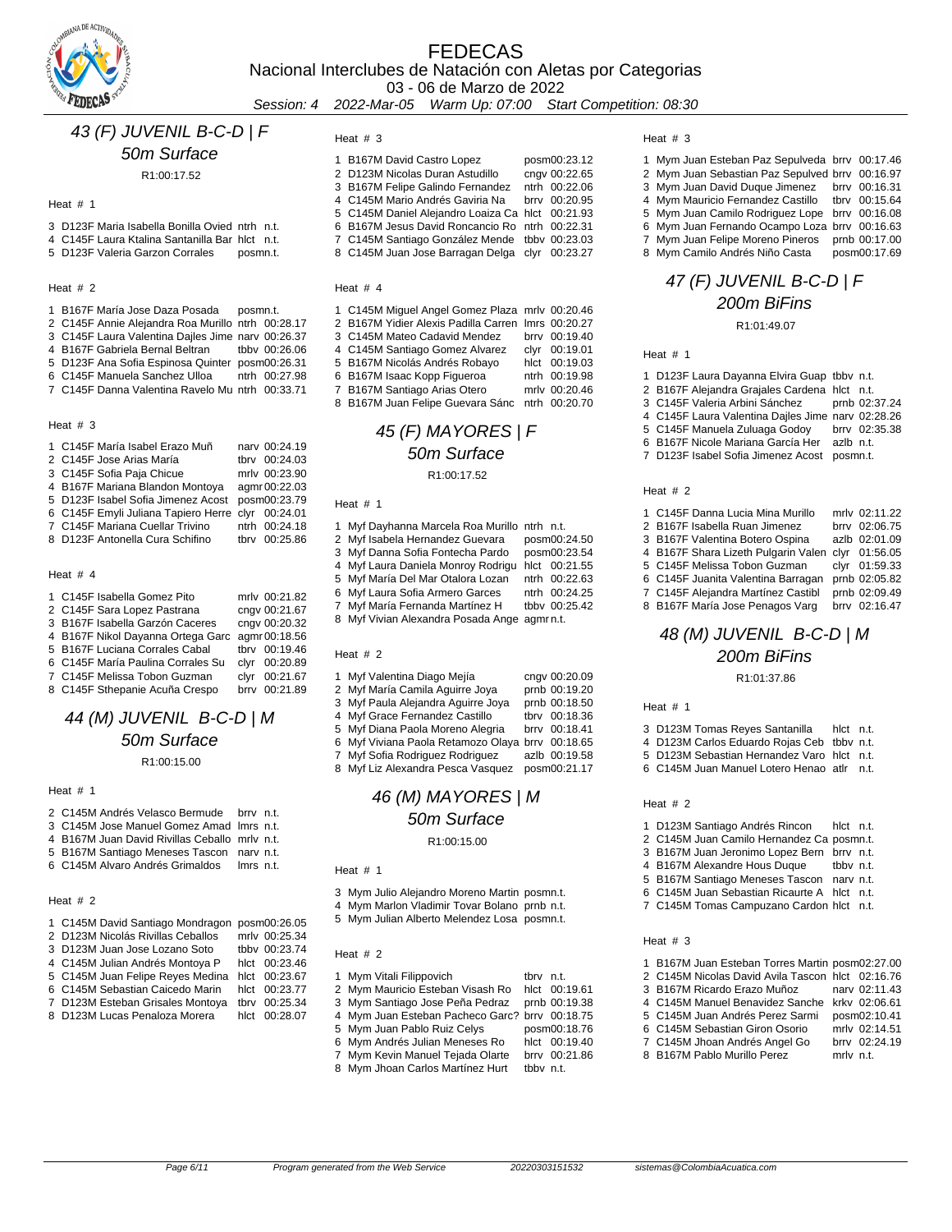# FEDECAS

Nacional Interclubes de Natación con Aletas por Categorias

03 - 06 de Marzo de 2022

*Session: 4 2022-Mar-05 Warm Up: 07:00 Start Competition: 08:30*

## *43 (F) JUVENIL B-C-D | F*
## *50m Surface*

R1:00:17.52

Heat # 1

| | | | |
|---|---|---|---|
| 3 | D123F Maria Isabella Bonilla Ovied | ntrh | n.t. |
| 4 | C145F Laura Ktalina Santanilla Bar | hlct | n.t. |
| 5 | D123F Valeria Garzon Corrales | posm | n.t. |

Heat # 2

| | | | |
|---|---|---|---|
| 1 | B167F María Jose Daza Posada | posm | n.t. |
| 2 | C145F Annie Alejandra Roa Murillo | ntrh | 00:28.17 |
| 3 | C145F Laura Valentina Dajles Jime | narv | 00:26.37 |
| 4 | B167F Gabriela Bernal Beltran | tbbv | 00:26.06 |
| 5 | D123F Ana Sofia Espinosa Quinter | posm | 00:26.31 |
| 6 | C145F Manuela Sanchez Ulloa | ntrh | 00:27.98 |
| 7 | C145F Danna Valentina Ravelo Mu | ntrh | 00:33.71 |

Heat # 3

| | | | |
|---|---|---|---|
| 1 | C145F María Isabel Erazo Muñ | narv | 00:24.19 |
| 2 | C145F Jose Arias María | tbrv | 00:24.03 |
| 3 | C145F Sofia Paja Chicue | mrlv | 00:23.90 |
| 4 | B167F Mariana Blandon Montoya | agmr | 00:22.03 |
| 5 | D123F Isabel Sofia Jimenez Acost | posm | 00:23.79 |
| 6 | C145F Emyli Juliana Tapiero Herre | clyr | 00:24.01 |
| 7 | C145F Mariana Cuellar Trivino | ntrh | 00:24.18 |
| 8 | D123F Antonella Cura Schifino | tbrv | 00:25.86 |

Heat # 4

| | | | |
|---|---|---|---|
| 1 | C145F Isabella Gomez Pito | mrlv | 00:21.82 |
| 2 | C145F Sara Lopez Pastrana | cngv | 00:21.67 |
| 3 | B167F Isabella Garzón Caceres | cngv | 00:20.32 |
| 4 | B167F Nikol Dayanna Ortega Garc | agmr | 00:18.56 |
| 5 | B167F Luciana Corrales Cabal | tbrv | 00:19.46 |
| 6 | C145F María Paulina Corrales Su | clyr | 00:20.89 |
| 7 | C145F Melissa Tobon Guzman | clyr | 00:21.67 |
| 8 | C145F Sthepanie Acuña Crespo | brrv | 00:21.89 |

## *44 (M) JUVENIL B-C-D | M*
## *50m Surface*

R1:00:15.00

Heat # 1

| | | | |
|---|---|---|---|
| 2 | C145M Andrés Velasco Bermude | brrv | n.t. |
| 3 | C145M Jose Manuel Gomez Amad | lmrs | n.t. |
| 4 | B167M Juan David Rivillas Ceballo | mrlv | n.t. |
| 5 | B167M Santiago Meneses Tascon | narv | n.t. |
| 6 | C145M Alvaro Andrés Grimaldos | lmrs | n.t. |

Heat # 2

| | | | |
|---|---|---|---|
| 1 | C145M David Santiago Mondragon | posm | 00:26.05 |
| 2 | D123M Nicolás Rivillas Ceballos | mrlv | 00:25.34 |
| 3 | D123M Juan Jose Lozano Soto | tbbv | 00:23.74 |
| 4 | C145M Julian Andrés Montoya P | hlct | 00:23.46 |
| 5 | C145M Juan Felipe Reyes Medina | hlct | 00:23.67 |
| 6 | C145M Sebastian Caicedo Marin | hlct | 00:23.77 |
| 7 | D123M Esteban Grisales Montoya | tbrv | 00:25.34 |
| 8 | D123M Lucas Penaloza Morera | hlct | 00:28.07 |

Heat # 3

| | | | |
|---|---|---|---|
| 1 | B167M David Castro Lopez | posm | 00:23.12 |
| 2 | D123M Nicolas Duran Astudillo | cngv | 00:22.65 |
| 3 | B167M Felipe Galindo Fernandez | ntrh | 00:22.06 |
| 4 | C145M Mario Andrés Gaviria Na | brrv | 00:20.95 |
| 5 | C145M Daniel Alejandro Loaiza Ca | hlct | 00:21.93 |
| 6 | B167M Jesus David Roncancio Ro | ntrh | 00:22.31 |
| 7 | C145M Santiago González Mende | tbbv | 00:23.03 |
| 8 | C145M Juan Jose Barragan Delga | clyr | 00:23.27 |

Heat # 4

| | | | |
|---|---|---|---|
| 1 | C145M Miguel Angel Gomez Plaza | mrlv | 00:20.46 |
| 2 | B167M Yidier Alexis Padilla Carren | lmrs | 00:20.27 |
| 3 | C145M Mateo Cadavid Mendez | brrv | 00:19.40 |
| 4 | C145M Santiago Gomez Alvarez | clyr | 00:19.01 |
| 5 | B167M Nicolás Andrés Robayo | hlct | 00:19.03 |
| 6 | B167M Isaac Kopp Figueroa | ntrh | 00:19.98 |
| 7 | B167M Santiago Arias Otero | mrlv | 00:20.46 |
| 8 | B167M Juan Felipe Guevara Sánc | ntrh | 00:20.70 |

## *45 (F) MAYORES | F*
## *50m Surface*

R1:00:17.52

Heat # 1

| | | | |
|---|---|---|---|
| 1 | Myf Dayhanna Marcela Roa Murillo | ntrh | n.t. |
| 2 | Myf Isabela Hernandez Guevara | posm | 00:24.50 |
| 3 | Myf Danna Sofia Fontecha Pardo | posm | 00:23.54 |
| 4 | Myf Laura Daniela Monroy Rodrigu | hlct | 00:21.55 |
| 5 | Myf María Del Mar Otalora Lozan | ntrh | 00:22.63 |
| 6 | Myf Laura Sofia Armero Garces | ntrh | 00:24.25 |
| 7 | Myf María Fernanda Martínez H | tbbv | 00:25.42 |
| 8 | Myf Vivian Alexandra Posada Ange | agmr | n.t. |

Heat # 2

| | | | |
|---|---|---|---|
| 1 | Myf Valentina Diago Mejía | cngv | 00:20.09 |
| 2 | Myf María Camila Aguirre Joya | prnb | 00:19.20 |
| 3 | Myf Paula Alejandra Aguirre Joya | prnb | 00:18.50 |
| 4 | Myf Grace Fernandez Castillo | tbrv | 00:18.36 |
| 5 | Myf Diana Paola Moreno Alegria | brrv | 00:18.41 |
| 6 | Myf Viviana Paola Retamozo Olaya | brrv | 00:18.65 |
| 7 | Myf Sofia Rodriguez Rodriguez | azlb | 00:19.58 |
| 8 | Myf Liz Alexandra Pesca Vasquez | posm | 00:21.17 |

## *46 (M) MAYORES | M*
## *50m Surface*

R1:00:15.00

Heat # 1

| | | | |
|---|---|---|---|
| 3 | Mym Julio Alejandro Moreno Martin | posm | n.t. |
| 4 | Mym Marlon Vladimir Tovar Bolano | prnb | n.t. |
| 5 | Mym Julian Alberto Melendez Losa | posm | n.t. |

Heat # 2

| | | | |
|---|---|---|---|
| 1 | Mym Vitali Filippovich | tbrv | n.t. |
| 2 | Mym Mauricio Esteban Visash Ro | hlct | 00:19.61 |
| 3 | Mym Santiago Jose Peña Pedraz | prnb | 00:19.38 |
| 4 | Mym Juan Esteban Pacheco Garc? | brrv | 00:18.75 |
| 5 | Mym Juan Pablo Ruiz Celys | posm | 00:18.76 |
| 6 | Mym Andrés Julian Meneses Ro | hlct | 00:19.40 |
| 7 | Mym Kevin Manuel Tejada Olarte | brrv | 00:21.86 |
| 8 | Mym Jhoan Carlos Martínez Hurt | tbbv | n.t. |

Heat # 3

| | | | |
|---|---|---|---|
| 1 | Mym Juan Esteban Paz Sepulveda | brrv | 00:17.46 |
| 2 | Mym Juan Sebastian Paz Sepulved | brrv | 00:16.97 |
| 3 | Mym Juan David Duque Jimenez | brrv | 00:16.31 |
| 4 | Mym Mauricio Fernandez Castillo | tbrv | 00:15.64 |
| 5 | Mym Juan Camilo Rodriguez Lope | brrv | 00:16.08 |
| 6 | Mym Juan Fernando Ocampo Loza | brrv | 00:16.63 |
| 7 | Mym Juan Felipe Moreno Pineros | prnb | 00:17.00 |
| 8 | Mym Camilo Andrés Niño Casta | posm | 00:17.69 |

## *47 (F) JUVENIL B-C-D | F*
## *200m BiFins*

R1:01:49.07

Heat # 1

| | | | |
|---|---|---|---|
| 1 | D123F Laura Dayanna Elvira Guap | tbbv | n.t. |
| 2 | B167F Alejandra Grajales Cardena | hlct | n.t. |
| 3 | C145F Valeria Arbini Sánchez | prnb | 02:37.24 |
| 4 | C145F Laura Valentina Dajles Jime | narv | 02:28.26 |
| 5 | C145F Manuela Zuluaga Godoy | brrv | 02:35.38 |
| 6 | B167F Nicole Mariana García Her | azlb | n.t. |
| 7 | D123F Isabel Sofia Jimenez Acost | posm | n.t. |

Heat # 2

| | | | |
|---|---|---|---|
| 1 | C145F Danna Lucia Mina Murillo | mrlv | 02:11.22 |
| 2 | B167F Isabella Ruan Jimenez | brrv | 02:06.75 |
| 3 | B167F Valentina Botero Ospina | azlb | 02:01.09 |
| 4 | B167F Shara Lizeth Pulgarin Valen | clyr | 01:56.05 |
| 5 | C145F Melissa Tobon Guzman | clyr | 01:59.33 |
| 6 | C145F Juanita Valentina Barragan | prnb | 02:05.82 |
| 7 | C145F Alejandra Martínez Castibl | prnb | 02:09.49 |
| 8 | B167F María Jose Penagos Varg | brrv | 02:16.47 |

## *48 (M) JUVENIL B-C-D | M*
## *200m BiFins*

R1:01:37.86

Heat # 1

| | | | |
|---|---|---|---|
| 3 | D123M Tomas Reyes Santanilla | hlct | n.t. |
| 4 | D123M Carlos Eduardo Rojas Ceb | tbbv | n.t. |
| 5 | D123M Sebastian Hernandez Varo | hlct | n.t. |
| 6 | C145M Juan Manuel Lotero Henao | atlr | n.t. |

Heat # 2

| | | | |
|---|---|---|---|
| 1 | D123M Santiago Andrés Rincon | hlct | n.t. |
| 2 | C145M Juan Camilo Hernandez Ca | posm | n.t. |
| 3 | B167M Juan Jeronimo Lopez Bern | brrv | n.t. |
| 4 | B167M Alexandre Hous Duque | tbbv | n.t. |
| 5 | B167M Santiago Meneses Tascon | narv | n.t. |
| 6 | C145M Juan Sebastian Ricaurte A | hlct | n.t. |
| 7 | C145M Tomas Campuzano Cardon | hlct | n.t. |

Heat # 3

| | | | |
|---|---|---|---|
| 1 | B167M Juan Esteban Torres Martin | posm | 02:27.00 |
| 2 | C145M Nicolas David Avila Tascon | hlct | 02:16.76 |
| 3 | B167M Ricardo Erazo Muñoz | narv | 02:11.43 |
| 4 | C145M Manuel Benavidez Sanche | krkv | 02:06.61 |
| 5 | C145M Juan Andrés Perez Sarmi | posm | 02:10.41 |
| 6 | C145M Sebastian Giron Osorio | mrlv | 02:14.51 |
| 7 | C145M Jhoan Andrés Angel Go | brrv | 02:24.19 |
| 8 | B167M Pablo Murillo Perez | mrlv | n.t. |

Program generated from the Web Service 20220303151532 sistemas@ColombiaAcuatica.com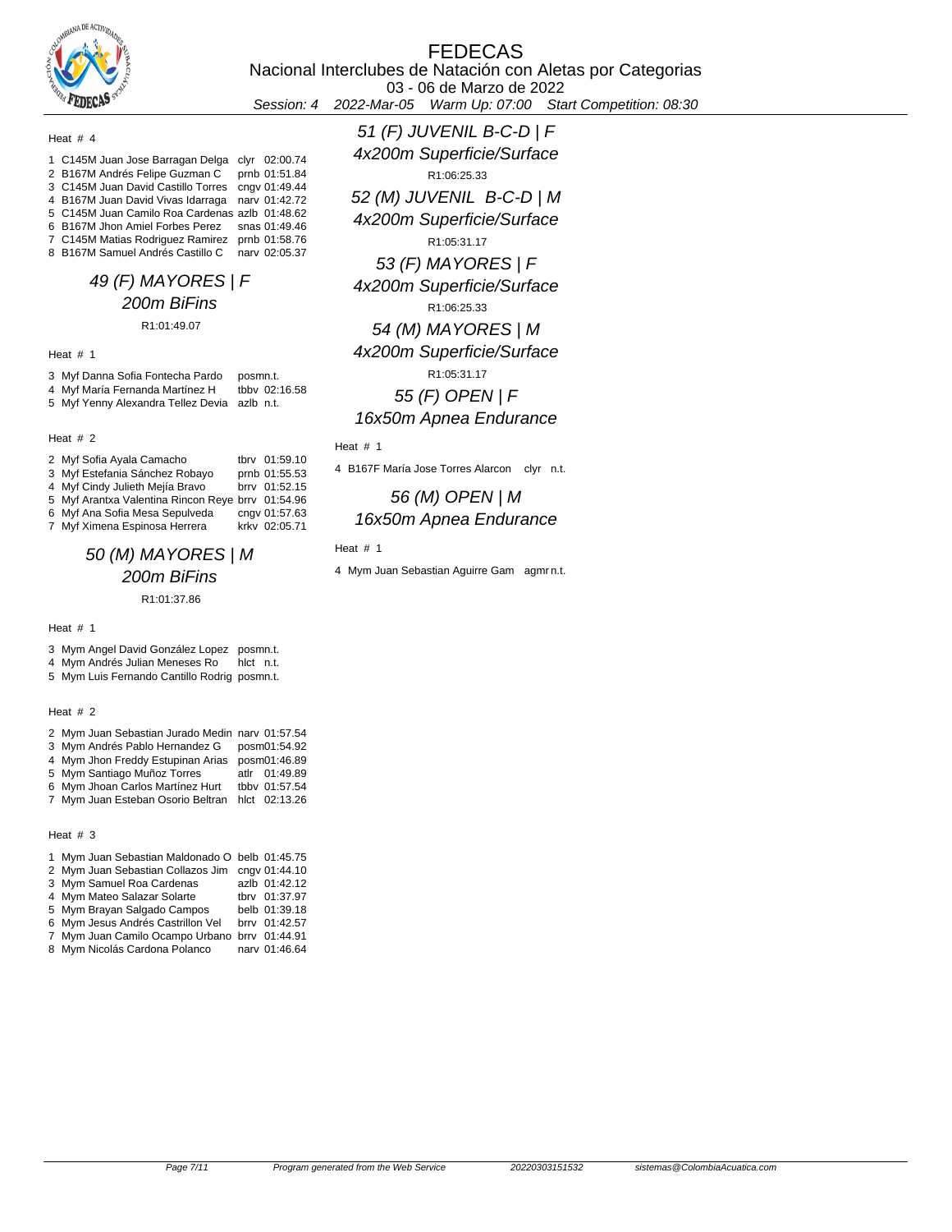Heat # 4

| Lane | Name | Club | Time |
|---|---|---|---|
| 1 | C145M Juan Jose Barragan Delga | clyr | 02:00.74 |
| 2 | B167M Andrés Felipe Guzman C | prnb | 01:51.84 |
| 3 | C145M Juan David Castillo Torres | cngv | 01:49.44 |
| 4 | B167M Juan David Vivas Idarraga | narv | 01:42.72 |
| 5 | C145M Juan Camilo Roa Cardenas | azlb | 01:48.62 |
| 6 | B167M Jhon Amiel Forbes Perez | snas | 01:49.46 |
| 7 | C145M Matias Rodriguez Ramirez | prnb | 01:58.76 |
| 8 | B167M Samuel Andrés Castillo C | narv | 02:05.37 |

## 49 (F) MAYORES | F
## 200m BiFins

R1:01:49.07

Heat # 1

| Lane | Name | Club | Time |
|---|---|---|---|
| 3 | Myf Danna Sofia Fontecha Pardo | posm | n.t. |
| 4 | Myf María Fernanda Martínez H | tbbv | 02:16.58 |
| 5 | Myf Yenny Alexandra Tellez Devia | azlb | n.t. |

Heat # 2

| Lane | Name | Club | Time |
|---|---|---|---|
| 2 | Myf Sofia Ayala Camacho | tbrv | 01:59.10 |
| 3 | Myf Estefania Sánchez Robayo | prnb | 01:55.53 |
| 4 | Myf Cindy Julieth Mejía Bravo | brrv | 01:52.15 |
| 5 | Myf Arantxa Valentina Rincon Reye | brrv | 01:54.96 |
| 6 | Myf Ana Sofia Mesa Sepulveda | cngv | 01:57.63 |
| 7 | Myf Ximena Espinosa Herrera | krkv | 02:05.71 |

## 50 (M) MAYORES | M
## 200m BiFins

R1:01:37.86

Heat # 1

| Lane | Name | Club | Time |
|---|---|---|---|
| 3 | Mym Angel David González Lopez | posm | n.t. |
| 4 | Mym Andrés Julian Meneses Ro | hlct | n.t. |
| 5 | Mym Luis Fernando Cantillo Rodrig | posm | n.t. |

Heat # 2

| Lane | Name | Club | Time |
|---|---|---|---|
| 2 | Mym Juan Sebastian Jurado Medin | narv | 01:57.54 |
| 3 | Mym Andrés Pablo Hernandez G | posm | 01:54.92 |
| 4 | Mym Jhon Freddy Estupinan Arias | posm | 01:46.89 |
| 5 | Mym Santiago Muñoz Torres | atlr | 01:49.89 |
| 6 | Mym Jhoan Carlos Martínez Hurt | tbbv | 01:57.54 |
| 7 | Mym Juan Esteban Osorio Beltran | hlct | 02:13.26 |

Heat # 3

| Lane | Name | Club | Time |
|---|---|---|---|
| 1 | Mym Juan Sebastian Maldonado O | belb | 01:45.75 |
| 2 | Mym Juan Sebastian Collazos Jim | cngv | 01:44.10 |
| 3 | Mym Samuel Roa Cardenas | azlb | 01:42.12 |
| 4 | Mym Mateo Salazar Solarte | tbrv | 01:37.97 |
| 5 | Mym Brayan Salgado Campos | belb | 01:39.18 |
| 6 | Mym Jesus Andrés Castrillon Vel | brrv | 01:42.57 |
| 7 | Mym Juan Camilo Ocampo Urbano | brrv | 01:44.91 |
| 8 | Mym Nicolás Cardona Polanco | narv | 01:46.64 |

## 51 (F) JUVENIL B-C-D | F
## 4x200m Superficie/Surface

R1:06:25.33

## 52 (M) JUVENIL B-C-D | M
## 4x200m Superficie/Surface

R1:05:31.17

## 53 (F) MAYORES | F
## 4x200m Superficie/Surface

R1:06:25.33

## 54 (M) MAYORES | M
## 4x200m Superficie/Surface

R1:05:31.17

## 55 (F) OPEN | F
## 16x50m Apnea Endurance

Heat # 1

| Lane | Name | Club | Time |
|---|---|---|---|
| 4 | B167F María Jose Torres Alarcon | clyr | n.t. |

## 56 (M) OPEN | M
## 16x50m Apnea Endurance

Heat # 1

| Lane | Name | Club | Time |
|---|---|---|---|
| 4 | Mym Juan Sebastian Aguirre Gam | agmr | n.t. |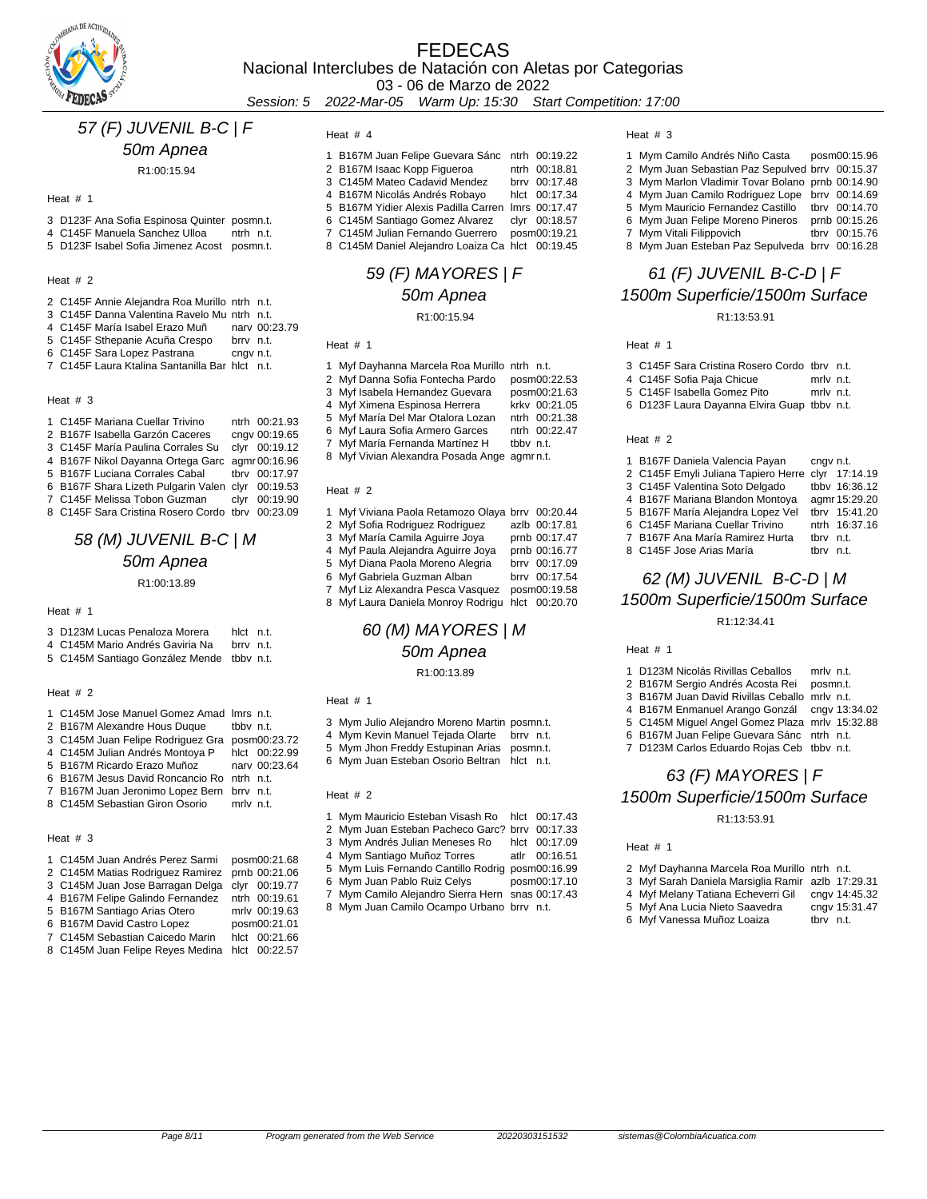# FEDECAS

Nacional Interclubes de Natación con Aletas por Categorias

03 - 06 de Marzo de 2022

*Session: 5 2022-Mar-05 Warm Up: 15:30 Start Competition: 17:00*

## *57 (F) JUVENIL B-C | F*

### *50m Apnea*

R1:00:15.94

Heat # 1

| | | | |
|---|---|---|---|
| 3 | D123F Ana Sofia Espinosa Quinter | posm | n.t. |
| 4 | C145F Manuela Sanchez Ulloa | ntrh | n.t. |
| 5 | D123F Isabel Sofia Jimenez Acost | posm | n.t. |

Heat # 2

| | | | |
|---|---|---|---|
| 2 | C145F Annie Alejandra Roa Murillo | ntrh | n.t. |
| 3 | C145F Danna Valentina Ravelo Mu | ntrh | n.t. |
| 4 | C145F María Isabel Erazo Muñ | narv | 00:23.79 |
| 5 | C145F Sthepanie Acuña Crespo | brrv | n.t. |
| 6 | C145F Sara Lopez Pastrana | cngv | n.t. |
| 7 | C145F Laura Ktalina Santanilla Bar | hlct | n.t. |

Heat # 3

| | | | |
|---|---|---|---|
| 1 | C145F Mariana Cuellar Trivino | ntrh | 00:21.93 |
| 2 | B167F Isabella Garzón Caceres | cngv | 00:19.65 |
| 3 | C145F María Paulina Corrales Su | clyr | 00:19.12 |
| 4 | B167F Nikol Dayanna Ortega Garc | agmr | 00:16.96 |
| 5 | B167F Luciana Corrales Cabal | tbrv | 00:17.97 |
| 6 | B167F Shara Lizeth Pulgarin Valen | clyr | 00:19.53 |
| 7 | C145F Melissa Tobon Guzman | clyr | 00:19.90 |
| 8 | C145F Sara Cristina Rosero Cordo | tbrv | 00:23.09 |

## *58 (M) JUVENIL B-C | M*

### *50m Apnea*

R1:00:13.89

Heat # 1

| | | | |
|---|---|---|---|
| 3 | D123M Lucas Penaloza Morera | hlct | n.t. |
| 4 | C145M Mario Andrés Gaviria Na | brrv | n.t. |
| 5 | C145M Santiago González Mende | tbbv | n.t. |

Heat # 2

| | | | |
|---|---|---|---|
| 1 | C145M Jose Manuel Gomez Amad | lmrs | n.t. |
| 2 | B167M Alexandre Hous Duque | tbbv | n.t. |
| 3 | C145M Juan Felipe Rodriguez Gra | posm | 00:23.72 |
| 4 | C145M Julian Andrés Montoya P | hlct | 00:22.99 |
| 5 | B167M Ricardo Erazo Muñoz | narv | 00:23.64 |
| 6 | B167M Jesus David Roncancio Ro | ntrh | n.t. |
| 7 | B167M Juan Jeronimo Lopez Bern | brrv | n.t. |
| 8 | C145M Sebastian Giron Osorio | mrlv | n.t. |

Heat # 3

| | | | |
|---|---|---|---|
| 1 | C145M Juan Andrés Perez Sarmi | posm | 00:21.68 |
| 2 | C145M Matias Rodriguez Ramirez | prnb | 00:21.06 |
| 3 | C145M Juan Jose Barragan Delga | clyr | 00:19.77 |
| 4 | B167M Felipe Galindo Fernandez | ntrh | 00:19.61 |
| 5 | B167M Santiago Arias Otero | mrlv | 00:19.63 |
| 6 | B167M David Castro Lopez | posm | 00:21.01 |
| 7 | C145M Sebastian Caicedo Marin | hlct | 00:21.66 |
| 8 | C145M Juan Felipe Reyes Medina | hlct | 00:22.57 |

Heat # 4

| | | | |
|---|---|---|---|
| 1 | B167M Juan Felipe Guevara Sánc | ntrh | 00:19.22 |
| 2 | B167M Isaac Kopp Figueroa | ntrh | 00:18.81 |
| 3 | C145M Mateo Cadavid Mendez | brrv | 00:17.48 |
| 4 | B167M Nicolás Andrés Robayo | hlct | 00:17.34 |
| 5 | B167M Yidier Alexis Padilla Carren | lmrs | 00:17.47 |
| 6 | C145M Santiago Gomez Alvarez | clyr | 00:18.57 |
| 7 | C145M Julian Fernando Guerrero | posm | 00:19.21 |
| 8 | C145M Daniel Alejandro Loaiza Ca | hlct | 00:19.45 |

## *59 (F) MAYORES | F*

### *50m Apnea*

R1:00:15.94

Heat # 1

| | | | |
|---|---|---|---|
| 1 | Myf Dayhanna Marcela Roa Murillo | ntrh | n.t. |
| 2 | Myf Danna Sofia Fontecha Pardo | posm | 00:22.53 |
| 3 | Myf Isabela Hernandez Guevara | posm | 00:21.63 |
| 4 | Myf Ximena Espinosa Herrera | krkv | 00:21.05 |
| 5 | Myf María Del Mar Otalora Lozan | ntrh | 00:21.38 |
| 6 | Myf Laura Sofia Armero Garces | ntrh | 00:22.47 |
| 7 | Myf María Fernanda Martínez H | tbbv | n.t. |
| 8 | Myf Vivian Alexandra Posada Ange | agmr | n.t. |

Heat # 2

| | | | |
|---|---|---|---|
| 1 | Myf Viviana Paola Retamozo Olaya | brrv | 00:20.44 |
| 2 | Myf Sofia Rodriguez Rodriguez | azlb | 00:17.81 |
| 3 | Myf María Camila Aguirre Joya | prnb | 00:17.47 |
| 4 | Myf Paula Alejandra Aguirre Joya | prnb | 00:16.77 |
| 5 | Myf Diana Paola Moreno Alegria | brrv | 00:17.09 |
| 6 | Myf Gabriela Guzman Alban | brrv | 00:17.54 |
| 7 | Myf Liz Alexandra Pesca Vasquez | posm | 00:19.58 |
| 8 | Myf Laura Daniela Monroy Rodrigu | hlct | 00:20.70 |

## *60 (M) MAYORES | M*

### *50m Apnea*

R1:00:13.89

Heat # 1

| | | | |
|---|---|---|---|
| 3 | Mym Julio Alejandro Moreno Martin | posm | n.t. |
| 4 | Mym Kevin Manuel Tejada Olarte | brrv | n.t. |
| 5 | Mym Jhon Freddy Estupinan Arias | posm | n.t. |
| 6 | Mym Juan Esteban Osorio Beltran | hlct | n.t. |

Heat # 2

| | | | |
|---|---|---|---|
| 1 | Mym Mauricio Esteban Visash Ro | hlct | 00:17.43 |
| 2 | Mym Juan Esteban Pacheco Garc? | brrv | 00:17.33 |
| 3 | Mym Andrés Julian Meneses Ro | hlct | 00:17.09 |
| 4 | Mym Santiago Muñoz Torres | atlr | 00:16.51 |
| 5 | Mym Luis Fernando Cantillo Rodrig | posm | 00:16.99 |
| 6 | Mym Juan Pablo Ruiz Celys | posm | 00:17.10 |
| 7 | Mym Camilo Alejandro Sierra Hern | snas | 00:17.43 |
| 8 | Mym Juan Camilo Ocampo Urbano | brrv | n.t. |

Heat # 3

| | | | |
|---|---|---|---|
| 1 | Mym Camilo Andrés Niño Casta | posm | 00:15.96 |
| 2 | Mym Juan Sebastian Paz Sepulved | brrv | 00:15.37 |
| 3 | Mym Marlon Vladimir Tovar Bolano | prnb | 00:14.90 |
| 4 | Mym Juan Camilo Rodriguez Lope | brrv | 00:14.69 |
| 5 | Mym Mauricio Fernandez Castillo | tbrv | 00:14.70 |
| 6 | Mym Juan Felipe Moreno Pineros | prnb | 00:15.26 |
| 7 | Mym Vitali Filippovich | tbrv | 00:15.76 |
| 8 | Mym Juan Esteban Paz Sepulveda | brrv | 00:16.28 |

## *61 (F) JUVENIL B-C-D | F*

### *1500m Superficie/1500m Surface*

R1:13:53.91

Heat # 1

| | | | |
|---|---|---|---|
| 3 | C145F Sara Cristina Rosero Cordo | tbrv | n.t. |
| 4 | C145F Sofia Paja Chicue | mrlv | n.t. |
| 5 | C145F Isabella Gomez Pito | mrlv | n.t. |
| 6 | D123F Laura Dayanna Elvira Guap | tbbv | n.t. |

Heat # 2

| | | | |
|---|---|---|---|
| 1 | B167F Daniela Valencia Payan | cngv | n.t. |
| 2 | C145F Emyli Juliana Tapiero Herre | clyr | 17:14.19 |
| 3 | C145F Valentina Soto Delgado | tbbv | 16:36.12 |
| 4 | B167F Mariana Blandon Montoya | agmr | 15:29.20 |
| 5 | B167F María Alejandra Lopez Vel | tbrv | 15:41.20 |
| 6 | C145F Mariana Cuellar Trivino | ntrh | 16:37.16 |
| 7 | B167F Ana María Ramirez Hurta | tbrv | n.t. |
| 8 | C145F Jose Arias María | tbrv | n.t. |

## *62 (M) JUVENIL B-C-D | M*

### *1500m Superficie/1500m Surface*

R1:12:34.41

Heat # 1

| | | | |
|---|---|---|---|
| 1 | D123M Nicolás Rivillas Ceballos | mrlv | n.t. |
| 2 | B167M Sergio Andrés Acosta Rei | posm | n.t. |
| 3 | B167M Juan David Rivillas Ceballo | mrlv | n.t. |
| 4 | B167M Enmanuel Arango Gonzál | cngv | 13:34.02 |
| 5 | C145M Miguel Angel Gomez Plaza | mrlv | 15:32.88 |
| 6 | B167M Juan Felipe Guevara Sánc | ntrh | n.t. |
| 7 | D123M Carlos Eduardo Rojas Ceb | tbbv | n.t. |

## *63 (F) MAYORES | F*

### *1500m Superficie/1500m Surface*

R1:13:53.91

Heat # 1

| | | | |
|---|---|---|---|
| 2 | Myf Dayhanna Marcela Roa Murillo | ntrh | n.t. |
| 3 | Myf Sarah Daniela Marsiglia Ramir | azlb | 17:29.31 |
| 4 | Myf Melany Tatiana Echeverri Gil | cngv | 14:45.32 |
| 5 | Myf Ana Lucia Nieto Saavedra | cngv | 15:31.47 |
| 6 | Myf Vanessa Muñoz Loaiza | tbrv | n.t. |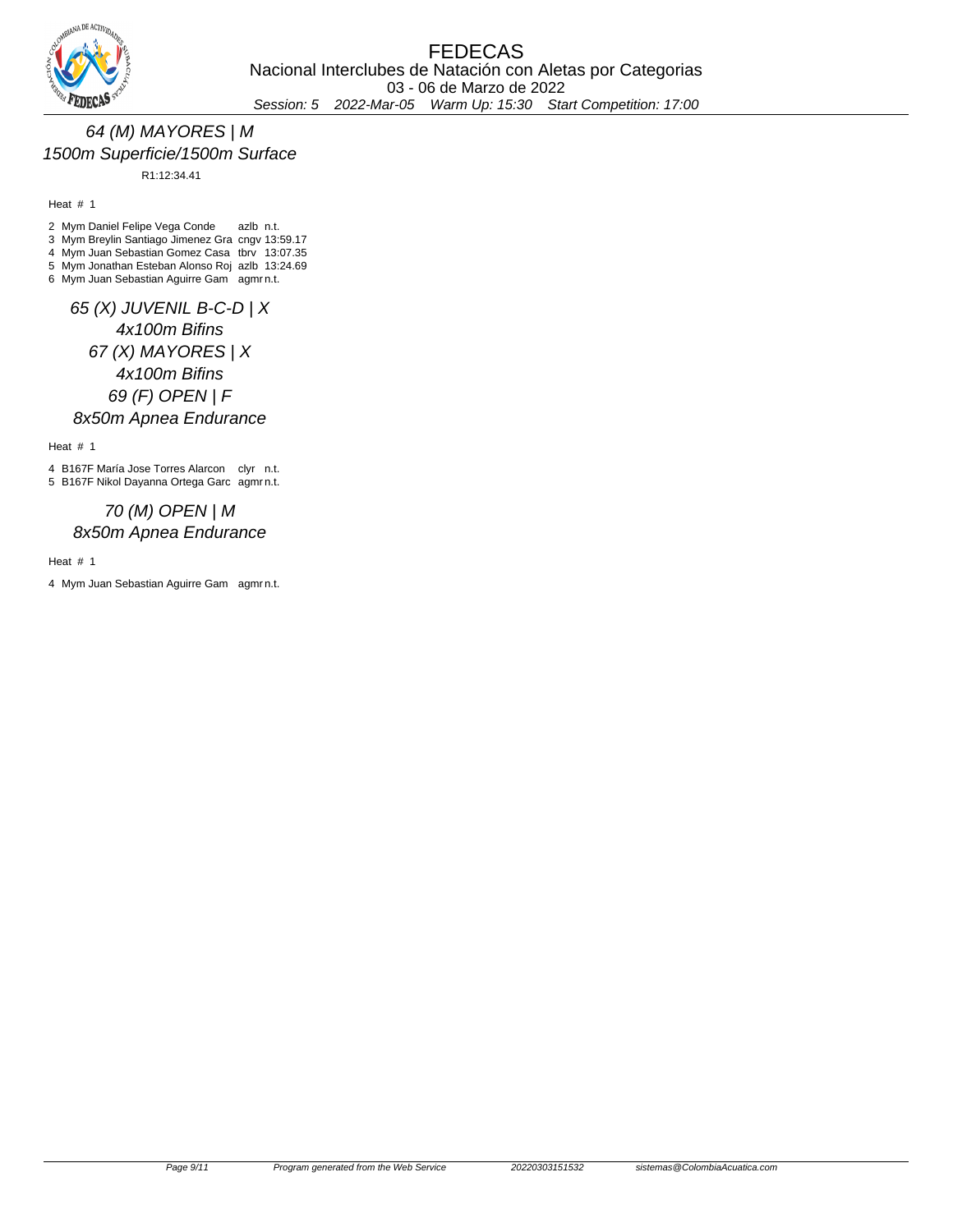# FEDECAS

Nacional Interclubes de Natación con Aletas por Categorias

03 - 06 de Marzo de 2022

*Session: 5 2022-Mar-05 Warm Up: 15:30 Start Competition: 17:00*

## *64 (M) MAYORES | M*
## *1500m Superficie/1500m Surface*

R1:12:34.41

Heat # 1

| Lane | Cat | Name | Club | Time |
|---|---|---|---|---|
| 2 | Mym | Daniel Felipe Vega Conde | azlb | n.t. |
| 3 | Mym | Breylin Santiago Jimenez Gra | cngv | 13:59.17 |
| 4 | Mym | Juan Sebastian Gomez Casa | tbrv | 13:07.35 |
| 5 | Mym | Jonathan Esteban Alonso Roj | azlb | 13:24.69 |
| 6 | Mym | Juan Sebastian Aguirre Gam | agmr | n.t. |

## *65 (X) JUVENIL B-C-D | X*
## *4x100m Bifins*

## *67 (X) MAYORES | X*
## *4x100m Bifins*

## *69 (F) OPEN | F*
## *8x50m Apnea Endurance*

Heat # 1

| Lane | Cat | Name | Club | Time |
|---|---|---|---|---|
| 4 | B167F | María Jose Torres Alarcon | clyr | n.t. |
| 5 | B167F | Nikol Dayanna Ortega Garc | agmr | n.t. |

## *70 (M) OPEN | M*
## *8x50m Apnea Endurance*

Heat # 1

| Lane | Cat | Name | Club | Time |
|---|---|---|---|---|
| 4 | Mym | Juan Sebastian Aguirre Gam | agmr | n.t. |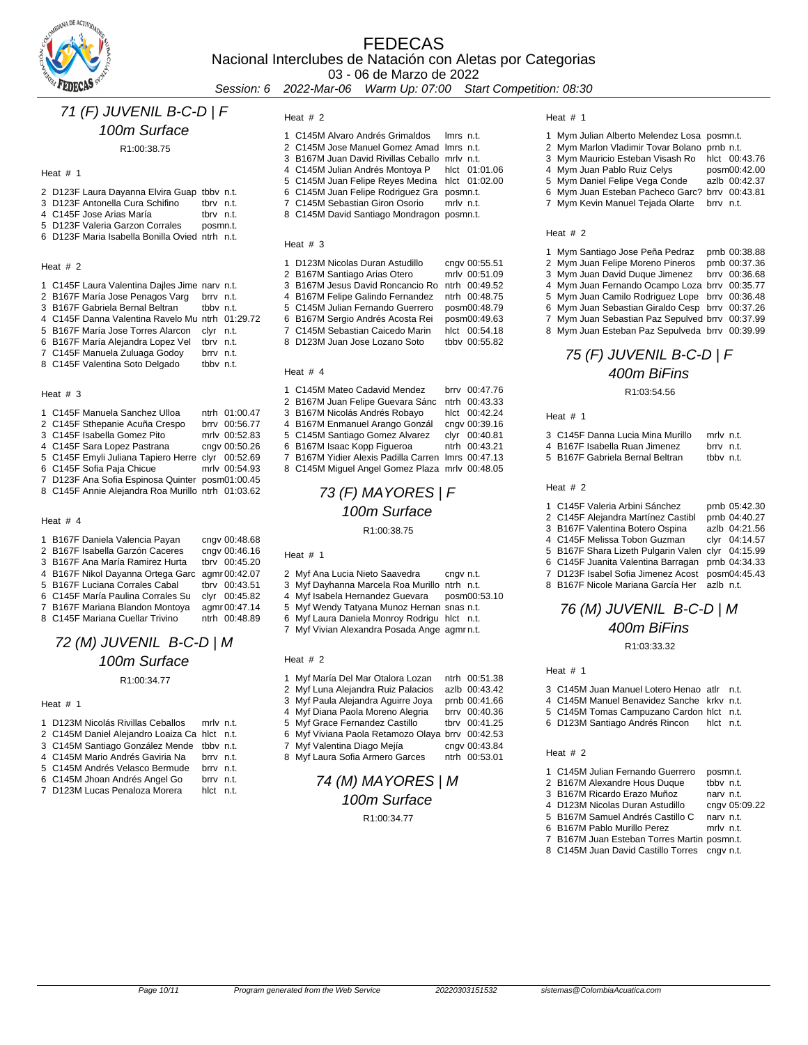# FEDECAS

Nacional Interclubes de Natación con Aletas por Categorias

03 - 06 de Marzo de 2022

*Session: 6 2022-Mar-06 Warm Up: 07:00 Start Competition: 08:30*

## 71 (F) JUVENIL B-C-D | F
## 100m Surface

R1:00:38.75

Heat # 1

| Lane | Name | Club | Time |
|---|---|---|---|
| 2 | D123F Laura Dayanna Elvira Guap | tbbv | n.t. |
| 3 | D123F Antonella Cura Schifino | tbrv | n.t. |
| 4 | C145F Jose Arias María | tbrv | n.t. |
| 5 | D123F Valeria Garzon Corrales | posm | n.t. |
| 6 | D123F Maria Isabella Bonilla Ovied | ntrh | n.t. |

Heat # 2

| Lane | Name | Club | Time |
|---|---|---|---|
| 1 | C145F Laura Valentina Dajles Jime | narv | n.t. |
| 2 | B167F María Jose Penagos Varg | brrv | n.t. |
| 3 | B167F Gabriela Bernal Beltran | tbbv | n.t. |
| 4 | C145F Danna Valentina Ravelo Mu | ntrh | 01:29.72 |
| 5 | B167F María Jose Torres Alarcon | clyr | n.t. |
| 6 | B167F María Alejandra Lopez Vel | tbrv | n.t. |
| 7 | C145F Manuela Zuluaga Godoy | brrv | n.t. |
| 8 | C145F Valentina Soto Delgado | tbbv | n.t. |

Heat # 3

| Lane | Name | Club | Time |
|---|---|---|---|
| 1 | C145F Manuela Sanchez Ulloa | ntrh | 01:00.47 |
| 2 | C145F Sthepanie Acuña Crespo | brrv | 00:56.77 |
| 3 | C145F Isabella Gomez Pito | mrlv | 00:52.83 |
| 4 | C145F Sara Lopez Pastrana | cngv | 00:50.26 |
| 5 | C145F Emyli Juliana Tapiero Herre | clyr | 00:52.69 |
| 6 | C145F Sofia Paja Chicue | mrlv | 00:54.93 |
| 7 | D123F Ana Sofia Espinosa Quinter | posm | 01:00.45 |
| 8 | C145F Annie Alejandra Roa Murillo | ntrh | 01:03.62 |

Heat # 4

| Lane | Name | Club | Time |
|---|---|---|---|
| 1 | B167F Daniela Valencia Payan | cngv | 00:48.68 |
| 2 | B167F Isabella Garzón Caceres | cngv | 00:46.16 |
| 3 | B167F Ana María Ramirez Hurta | tbrv | 00:45.20 |
| 4 | B167F Nikol Dayanna Ortega Garc | agmr | 00:42.07 |
| 5 | B167F Luciana Corrales Cabal | tbrv | 00:43.51 |
| 6 | C145F María Paulina Corrales Su | clyr | 00:45.82 |
| 7 | B167F Mariana Blandon Montoya | agmr | 00:47.14 |
| 8 | C145F Mariana Cuellar Trivino | ntrh | 00:48.89 |

## 72 (M) JUVENIL B-C-D | M
## 100m Surface

R1:00:34.77

Heat # 1

| Lane | Name | Club | Time |
|---|---|---|---|
| 1 | D123M Nicolás Rivillas Ceballos | mrlv | n.t. |
| 2 | C145M Daniel Alejandro Loaiza Ca | hlct | n.t. |
| 3 | C145M Santiago González Mende | tbbv | n.t. |
| 4 | C145M Mario Andrés Gaviria Na | brrv | n.t. |
| 5 | C145M Andrés Velasco Bermude | brrv | n.t. |
| 6 | C145M Jhoan Andrés Angel Go | brrv | n.t. |
| 7 | D123M Lucas Penaloza Morera | hlct | n.t. |

Heat # 2

| Lane | Name | Club | Time |
|---|---|---|---|
| 1 | C145M Alvaro Andrés Grimaldos | lmrs | n.t. |
| 2 | C145M Jose Manuel Gomez Amad | lmrs | n.t. |
| 3 | B167M Juan David Rivillas Ceballo | mrlv | n.t. |
| 4 | C145M Julian Andrés Montoya P | hlct | 01:01.06 |
| 5 | C145M Juan Felipe Reyes Medina | hlct | 01:02.00 |
| 6 | C145M Juan Felipe Rodriguez Gra | posm | n.t. |
| 7 | C145M Sebastian Giron Osorio | mrlv | n.t. |
| 8 | C145M David Santiago Mondragon | posm | n.t. |

Heat # 3

| Lane | Name | Club | Time |
|---|---|---|---|
| 1 | D123M Nicolas Duran Astudillo | cngv | 00:55.51 |
| 2 | B167M Santiago Arias Otero | mrlv | 00:51.09 |
| 3 | B167M Jesus David Roncancio Ro | ntrh | 00:49.52 |
| 4 | B167M Felipe Galindo Fernandez | ntrh | 00:48.75 |
| 5 | C145M Julian Fernando Guerrero | posm | 00:48.79 |
| 6 | B167M Sergio Andrés Acosta Rei | posm | 00:49.63 |
| 7 | C145M Sebastian Caicedo Marin | hlct | 00:54.18 |
| 8 | D123M Juan Jose Lozano Soto | tbbv | 00:55.82 |

Heat # 4

| Lane | Name | Club | Time |
|---|---|---|---|
| 1 | C145M Mateo Cadavid Mendez | brrv | 00:47.76 |
| 2 | B167M Juan Felipe Guevara Sánc | ntrh | 00:43.33 |
| 3 | B167M Nicolás Andrés Robayo | hlct | 00:42.24 |
| 4 | B167M Enmanuel Arango Gonzál | cngv | 00:39.16 |
| 5 | C145M Santiago Gomez Alvarez | clyr | 00:40.81 |
| 6 | B167M Isaac Kopp Figueroa | ntrh | 00:43.21 |
| 7 | B167M Yidier Alexis Padilla Carren | lmrs | 00:47.13 |
| 8 | C145M Miguel Angel Gomez Plaza | mrlv | 00:48.05 |

## 73 (F) MAYORES | F
## 100m Surface

R1:00:38.75

Heat # 1

| Lane | Name | Club | Time |
|---|---|---|---|
| 2 | Myf Ana Lucia Nieto Saavedra | cngv | n.t. |
| 3 | Myf Dayhanna Marcela Roa Murillo | ntrh | n.t. |
| 4 | Myf Isabela Hernandez Guevara | posm | 00:53.10 |
| 5 | Myf Wendy Tatyana Munoz Hernan | snas | n.t. |
| 6 | Myf Laura Daniela Monroy Rodrigu | hlct | n.t. |
| 7 | Myf Vivian Alexandra Posada Ange | agmr | n.t. |

Heat # 2

| Lane | Name | Club | Time |
|---|---|---|---|
| 1 | Myf María Del Mar Otalora Lozan | ntrh | 00:51.38 |
| 2 | Myf Luna Alejandra Ruiz Palacios | azlb | 00:43.42 |
| 3 | Myf Paula Alejandra Aguirre Joya | prnb | 00:41.66 |
| 4 | Myf Diana Paola Moreno Alegria | brrv | 00:40.36 |
| 5 | Myf Grace Fernandez Castillo | tbrv | 00:41.25 |
| 6 | Myf Viviana Paola Retamozo Olaya | brrv | 00:42.53 |
| 7 | Myf Valentina Diago Mejía | cngv | 00:43.84 |
| 8 | Myf Laura Sofia Armero Garces | ntrh | 00:53.01 |

## 74 (M) MAYORES | M
## 100m Surface

R1:00:34.77

Heat # 1

| Lane | Name | Club | Time |
|---|---|---|---|
| 1 | Mym Julian Alberto Melendez Losa | posm | n.t. |
| 2 | Mym Marlon Vladimir Tovar Bolano | prnb | n.t. |
| 3 | Mym Mauricio Esteban Visash Ro | hlct | 00:43.76 |
| 4 | Mym Juan Pablo Ruiz Celys | posm | 00:42.00 |
| 5 | Mym Daniel Felipe Vega Conde | azlb | 00:42.37 |
| 6 | Mym Juan Esteban Pacheco Garc? | brrv | 00:43.81 |
| 7 | Mym Kevin Manuel Tejada Olarte | brrv | n.t. |

Heat # 2

| Lane | Name | Club | Time |
|---|---|---|---|
| 1 | Mym Santiago Jose Peña Pedraz | prnb | 00:38.88 |
| 2 | Mym Juan Felipe Moreno Pineros | prnb | 00:37.36 |
| 3 | Mym Juan David Duque Jimenez | brrv | 00:36.68 |
| 4 | Mym Juan Fernando Ocampo Loza | brrv | 00:35.77 |
| 5 | Mym Juan Camilo Rodriguez Lope | brrv | 00:36.48 |
| 6 | Mym Juan Sebastian Giraldo Cesp | brrv | 00:37.26 |
| 7 | Mym Juan Sebastian Paz Sepulved | brrv | 00:37.99 |
| 8 | Mym Juan Esteban Paz Sepulveda | brrv | 00:39.99 |

## 75 (F) JUVENIL B-C-D | F
## 400m BiFins

R1:03:54.56

Heat # 1

| Lane | Name | Club | Time |
|---|---|---|---|
| 3 | C145F Danna Lucia Mina Murillo | mrlv | n.t. |
| 4 | B167F Isabella Ruan Jimenez | brrv | n.t. |
| 5 | B167F Gabriela Bernal Beltran | tbbv | n.t. |

Heat # 2

| Lane | Name | Club | Time |
|---|---|---|---|
| 1 | C145F Valeria Arbini Sánchez | prnb | 05:42.30 |
| 2 | C145F Alejandra Martínez Castibl | prnb | 04:40.27 |
| 3 | B167F Valentina Botero Ospina | azlb | 04:21.56 |
| 4 | C145F Melissa Tobon Guzman | clyr | 04:14.57 |
| 5 | B167F Shara Lizeth Pulgarin Valen | clyr | 04:15.99 |
| 6 | C145F Juanita Valentina Barragan | prnb | 04:34.33 |
| 7 | D123F Isabel Sofia Jimenez Acost | posm | 04:45.43 |
| 8 | B167F Nicole Mariana García Her | azlb | n.t. |

## 76 (M) JUVENIL B-C-D | M
## 400m BiFins

R1:03:33.32

Heat # 1

| Lane | Name | Club | Time |
|---|---|---|---|
| 3 | C145M Juan Manuel Lotero Henao | atlr | n.t. |
| 4 | C145M Manuel Benavidez Sanche | krkv | n.t. |
| 5 | C145M Tomas Campuzano Cardon | hlct | n.t. |
| 6 | D123M Santiago Andrés Rincon | hlct | n.t. |

Heat # 2

| Lane | Name | Club | Time |
|---|---|---|---|
| 1 | C145M Julian Fernando Guerrero | posm | n.t. |
| 2 | B167M Alexandre Hous Duque | tbbv | n.t. |
| 3 | B167M Ricardo Erazo Muñoz | narv | n.t. |
| 4 | D123M Nicolas Duran Astudillo | cngv | 05:09.22 |
| 5 | B167M Samuel Andrés Castillo C | narv | n.t. |
| 6 | B167M Pablo Murillo Perez | mrlv | n.t. |
| 7 | B167M Juan Esteban Torres Martin | posm | n.t. |
| 8 | C145M Juan David Castillo Torres | cngv | n.t. |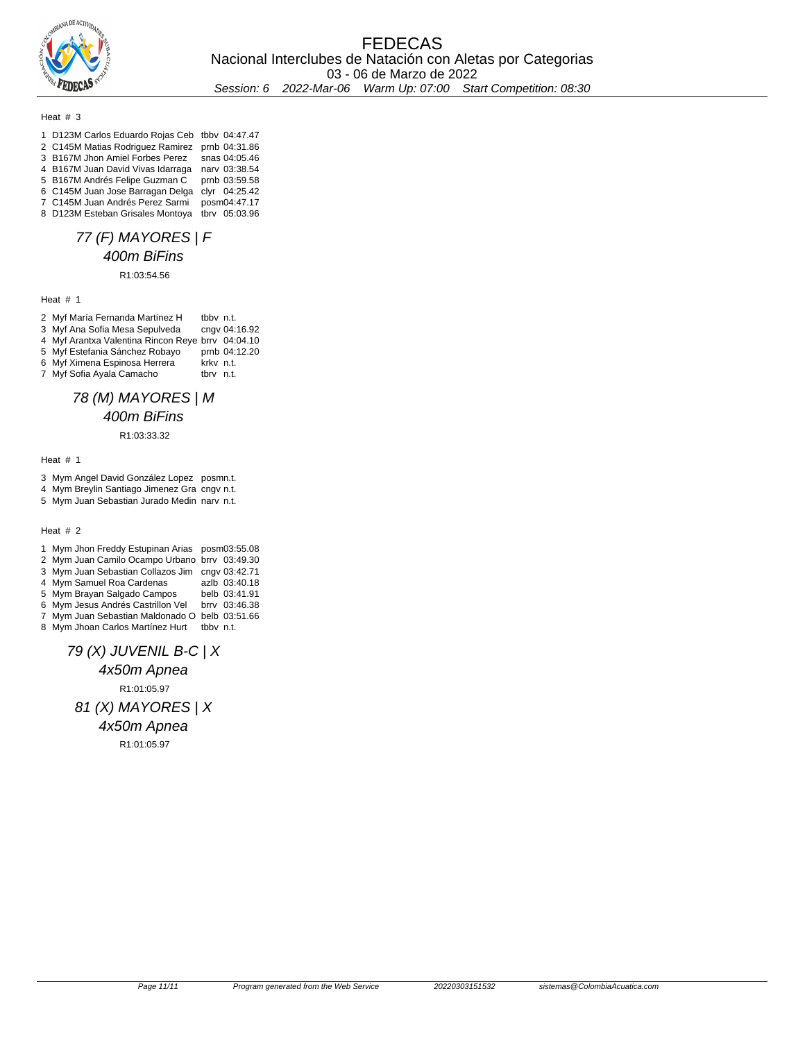Heat # 3

| | | | | |
|---|---|---|---|---|
| 1 | D123M | Carlos Eduardo Rojas Ceb | tbbv | 04:47.47 |
| 2 | C145M | Matias Rodriguez Ramirez | prnb | 04:31.86 |
| 3 | B167M | Jhon Amiel Forbes Perez | snas | 04:05.46 |
| 4 | B167M | Juan David Vivas Idarraga | narv | 03:38.54 |
| 5 | B167M | Andrés Felipe Guzman C | prnb | 03:59.58 |
| 6 | C145M | Juan Jose Barragan Delga | clyr | 04:25.42 |
| 7 | C145M | Juan Andrés Perez Sarmi | posm | 04:47.17 |
| 8 | D123M | Esteban Grisales Montoya | tbrv | 05:03.96 |

## *77 (F) MAYORES | F*
## *400m BiFins*

R1:03:54.56

Heat # 1

| | | | | |
|---|---|---|---|---|
| 2 | Myf | María Fernanda Martínez H | tbbv | n.t. |
| 3 | Myf | Ana Sofia Mesa Sepulveda | cngv | 04:16.92 |
| 4 | Myf | Arantxa Valentina Rincon Reye | brrv | 04:04.10 |
| 5 | Myf | Estefania Sánchez Robayo | prnb | 04:12.20 |
| 6 | Myf | Ximena Espinosa Herrera | krkv | n.t. |
| 7 | Myf | Sofia Ayala Camacho | tbrv | n.t. |

## *78 (M) MAYORES | M*
## *400m BiFins*

R1:03:33.32

Heat # 1

| | | | | |
|---|---|---|---|---|
| 3 | Mym | Angel David González Lopez | posm | n.t. |
| 4 | Mym | Breylin Santiago Jimenez Gra | cngv | n.t. |
| 5 | Mym | Juan Sebastian Jurado Medin | narv | n.t. |

Heat # 2

| | | | | |
|---|---|---|---|---|
| 1 | Mym | Jhon Freddy Estupinan Arias | posm | 03:55.08 |
| 2 | Mym | Juan Camilo Ocampo Urbano | brrv | 03:49.30 |
| 3 | Mym | Juan Sebastian Collazos Jim | cngv | 03:42.71 |
| 4 | Mym | Samuel Roa Cardenas | azlb | 03:40.18 |
| 5 | Mym | Brayan Salgado Campos | belb | 03:41.91 |
| 6 | Mym | Jesus Andrés Castrillon Vel | brrv | 03:46.38 |
| 7 | Mym | Juan Sebastian Maldonado O | belb | 03:51.66 |
| 8 | Mym | Jhoan Carlos Martínez Hurt | tbbv | n.t. |

## *79 (X) JUVENIL B-C | X*
## *4x50m Apnea*

R1:01:05.97

## *81 (X) MAYORES | X*
## *4x50m Apnea*

R1:01:05.97